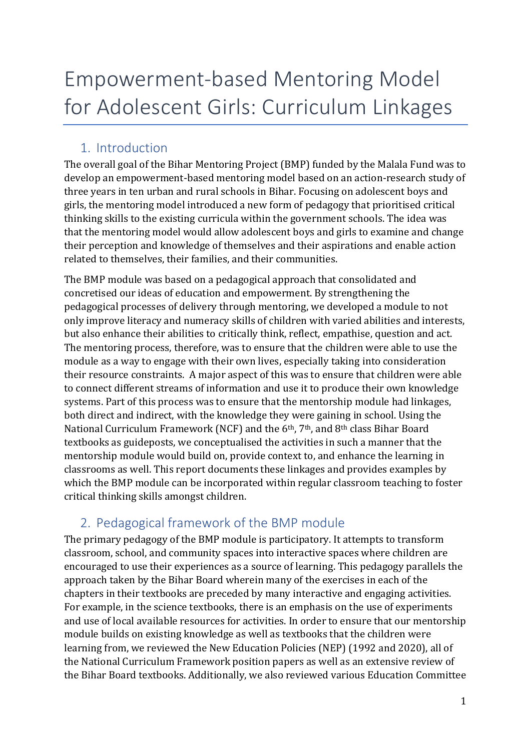# Empowerment-based Mentoring Model for Adolescent Girls: Curriculum Linkages

## 1. Introduction

The overall goal of the Bihar Mentoring Project (BMP) funded by the Malala Fund was to develop an empowerment-based mentoring model based on an action-research study of three years in ten urban and rural schools in Bihar. Focusing on adolescent boys and girls, the mentoring model introduced a new form of pedagogy that prioritised critical thinking skills to the existing curricula within the government schools. The idea was that the mentoring model would allow adolescent boys and girls to examine and change their perception and knowledge of themselves and their aspirations and enable action related to themselves, their families, and their communities.

The BMP module was based on a pedagogical approach that consolidated and concretised our ideas of education and empowerment. By strengthening the pedagogical processes of delivery through mentoring, we developed a module to not only improve literacy and numeracy skills of children with varied abilities and interests, but also enhance their abilities to critically think, reflect, empathise, question and act. The mentoring process, therefore, was to ensure that the children were able to use the module as a way to engage with their own lives, especially taking into consideration their resource constraints. A major aspect of this was to ensure that children were able to connect different streams of information and use it to produce their own knowledge systems. Part of this process was to ensure that the mentorship module had linkages, both direct and indirect, with the knowledge they were gaining in school. Using the National Curriculum Framework (NCF) and the 6th, 7th, and 8th class Bihar Board textbooks as guideposts, we conceptualised the activities in such a manner that the mentorship module would build on, provide context to, and enhance the learning in classrooms as well. This report documents these linkages and provides examples by which the BMP module can be incorporated within regular classroom teaching to foster critical thinking skills amongst children.

## 2. Pedagogical framework of the BMP module

The primary pedagogy of the BMP module is participatory. It attempts to transform classroom, school, and community spaces into interactive spaces where children are encouraged to use their experiences as a source of learning. This pedagogy parallels the approach taken by the Bihar Board wherein many of the exercises in each of the chapters in their textbooks are preceded by many interactive and engaging activities. For example, in the science textbooks, there is an emphasis on the use of experiments and use of local available resources for activities. In order to ensure that our mentorship module builds on existing knowledge as well as textbooks that the children were learning from, we reviewed the New Education Policies (NEP) (1992 and 2020), all of the National Curriculum Framework position papers as well as an extensive review of the Bihar Board textbooks. Additionally, we also reviewed various Education Committee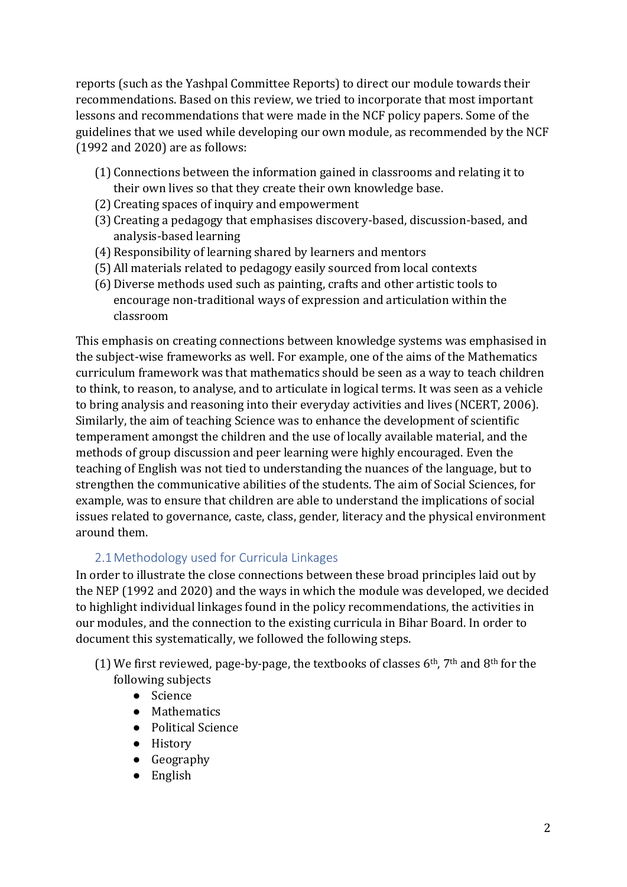reports (such as the Yashpal Committee Reports) to direct our module towards their recommendations. Based on this review, we tried to incorporate that most important lessons and recommendations that were made in the NCF policy papers. Some of the guidelines that we used while developing our own module, as recommended by the NCF (1992 and 2020) are as follows:

(1) Connections between the information gained in classrooms and relating it to their own lives so that they create their own knowledge base.
(2) Creating spaces of inquiry and empowerment
(3) Creating a pedagogy that emphasises discovery-based, discussion-based, and analysis-based learning
(4) Responsibility of learning shared by learners and mentors
(5) All materials related to pedagogy easily sourced from local contexts
(6) Diverse methods used such as painting, crafts and other artistic tools to encourage non-traditional ways of expression and articulation within the classroom

This emphasis on creating connections between knowledge systems was emphasised in the subject-wise frameworks as well. For example, one of the aims of the Mathematics curriculum framework was that mathematics should be seen as a way to teach children to think, to reason, to analyse, and to articulate in logical terms. It was seen as a vehicle to bring analysis and reasoning into their everyday activities and lives (NCERT, 2006). Similarly, the aim of teaching Science was to enhance the development of scientific temperament amongst the children and the use of locally available material, and the methods of group discussion and peer learning were highly encouraged. Even the teaching of English was not tied to understanding the nuances of the language, but to strengthen the communicative abilities of the students. The aim of Social Sciences, for example, was to ensure that children are able to understand the implications of social issues related to governance, caste, class, gender, literacy and the physical environment around them.

## 2.1 Methodology used for Curricula Linkages

In order to illustrate the close connections between these broad principles laid out by the NEP (1992 and 2020) and the ways in which the module was developed, we decided to highlight individual linkages found in the policy recommendations, the activities in our modules, and the connection to the existing curricula in Bihar Board. In order to document this systematically, we followed the following steps.

(1) We first reviewed, page-by-page, the textbooks of classes 6th, 7th and 8th for the following subjects
- Science
- Mathematics
- Political Science
- History
- Geography
- English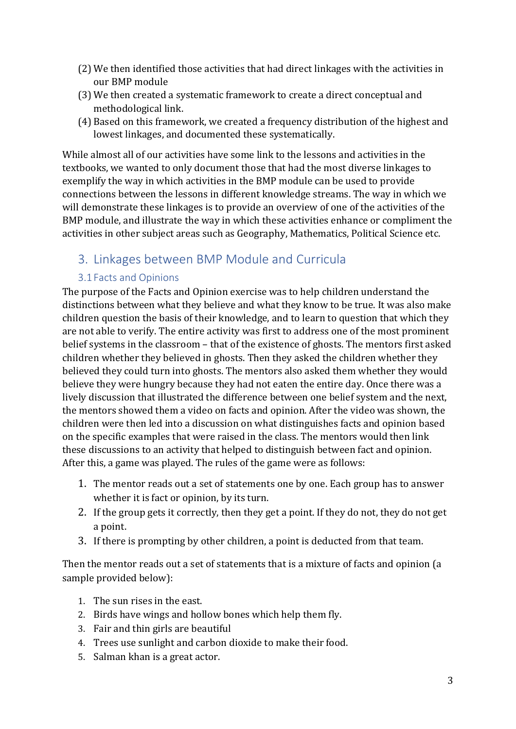(2) We then identified those activities that had direct linkages with the activities in our BMP module

(3) We then created a systematic framework to create a direct conceptual and methodological link.

(4) Based on this framework, we created a frequency distribution of the highest and lowest linkages, and documented these systematically.

While almost all of our activities have some link to the lessons and activities in the textbooks, we wanted to only document those that had the most diverse linkages to exemplify the way in which activities in the BMP module can be used to provide connections between the lessons in different knowledge streams. The way in which we will demonstrate these linkages is to provide an overview of one of the activities of the BMP module, and illustrate the way in which these activities enhance or compliment the activities in other subject areas such as Geography, Mathematics, Political Science etc.

## 3. Linkages between BMP Module and Curricula

### 3.1 Facts and Opinions

The purpose of the Facts and Opinion exercise was to help children understand the distinctions between what they believe and what they know to be true. It was also make children question the basis of their knowledge, and to learn to question that which they are not able to verify. The entire activity was first to address one of the most prominent belief systems in the classroom – that of the existence of ghosts. The mentors first asked children whether they believed in ghosts. Then they asked the children whether they believed they could turn into ghosts. The mentors also asked them whether they would believe they were hungry because they had not eaten the entire day. Once there was a lively discussion that illustrated the difference between one belief system and the next, the mentors showed them a video on facts and opinion. After the video was shown, the children were then led into a discussion on what distinguishes facts and opinion based on the specific examples that were raised in the class. The mentors would then link these discussions to an activity that helped to distinguish between fact and opinion. After this, a game was played. The rules of the game were as follows:

1. The mentor reads out a set of statements one by one. Each group has to answer whether it is fact or opinion, by its turn.
2. If the group gets it correctly, then they get a point. If they do not, they do not get a point.
3. If there is prompting by other children, a point is deducted from that team.

Then the mentor reads out a set of statements that is a mixture of facts and opinion (a sample provided below):

1. The sun rises in the east.
2. Birds have wings and hollow bones which help them fly.
3. Fair and thin girls are beautiful
4. Trees use sunlight and carbon dioxide to make their food.
5. Salman khan is a great actor.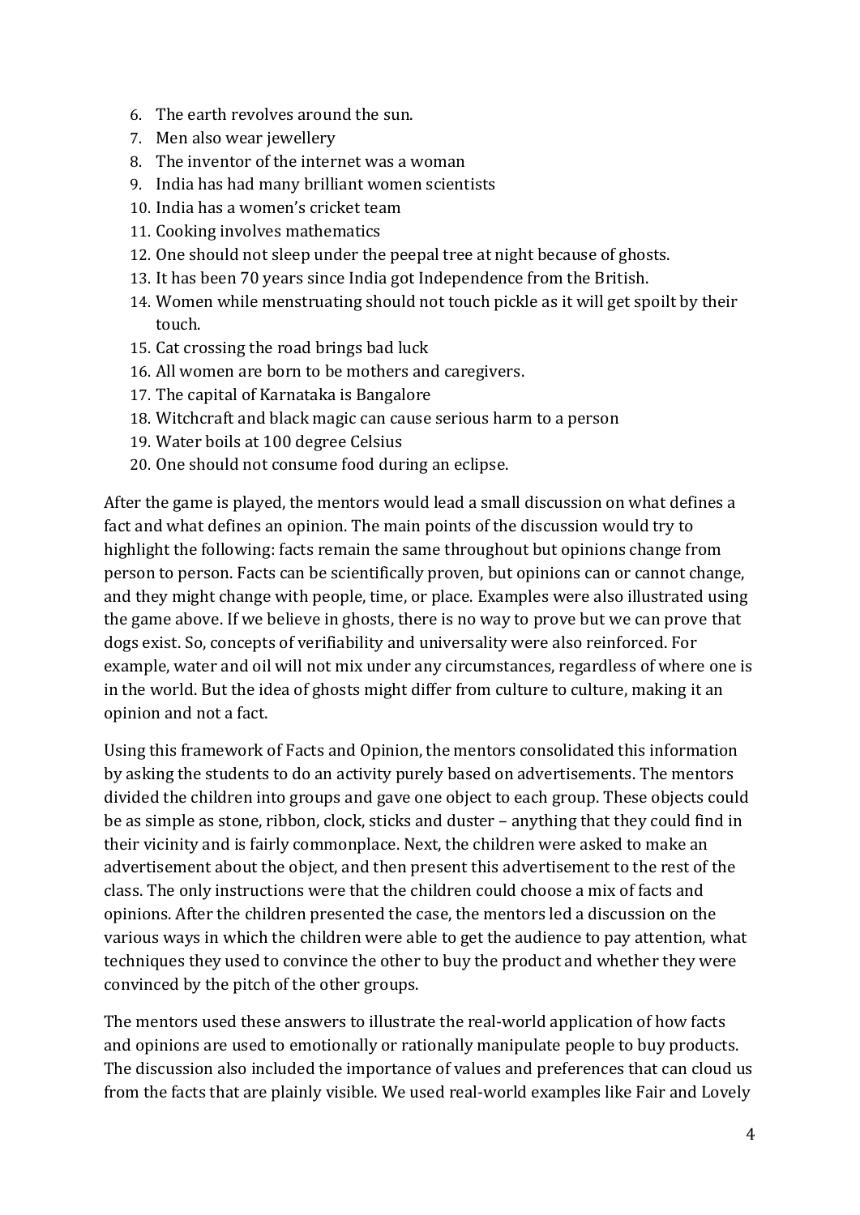6. The earth revolves around the sun.
7. Men also wear jewellery
8. The inventor of the internet was a woman
9. India has had many brilliant women scientists
10. India has a women's cricket team
11. Cooking involves mathematics
12. One should not sleep under the peepal tree at night because of ghosts.
13. It has been 70 years since India got Independence from the British.
14. Women while menstruating should not touch pickle as it will get spoilt by their touch.
15. Cat crossing the road brings bad luck
16. All women are born to be mothers and caregivers.
17. The capital of Karnataka is Bangalore
18. Witchcraft and black magic can cause serious harm to a person
19. Water boils at 100 degree Celsius
20. One should not consume food during an eclipse.

After the game is played, the mentors would lead a small discussion on what defines a fact and what defines an opinion. The main points of the discussion would try to highlight the following: facts remain the same throughout but opinions change from person to person. Facts can be scientifically proven, but opinions can or cannot change, and they might change with people, time, or place. Examples were also illustrated using the game above. If we believe in ghosts, there is no way to prove but we can prove that dogs exist. So, concepts of verifiability and universality were also reinforced. For example, water and oil will not mix under any circumstances, regardless of where one is in the world. But the idea of ghosts might differ from culture to culture, making it an opinion and not a fact.

Using this framework of Facts and Opinion, the mentors consolidated this information by asking the students to do an activity purely based on advertisements. The mentors divided the children into groups and gave one object to each group. These objects could be as simple as stone, ribbon, clock, sticks and duster – anything that they could find in their vicinity and is fairly commonplace. Next, the children were asked to make an advertisement about the object, and then present this advertisement to the rest of the class. The only instructions were that the children could choose a mix of facts and opinions. After the children presented the case, the mentors led a discussion on the various ways in which the children were able to get the audience to pay attention, what techniques they used to convince the other to buy the product and whether they were convinced by the pitch of the other groups.

The mentors used these answers to illustrate the real-world application of how facts and opinions are used to emotionally or rationally manipulate people to buy products. The discussion also included the importance of values and preferences that can cloud us from the facts that are plainly visible. We used real-world examples like Fair and Lovely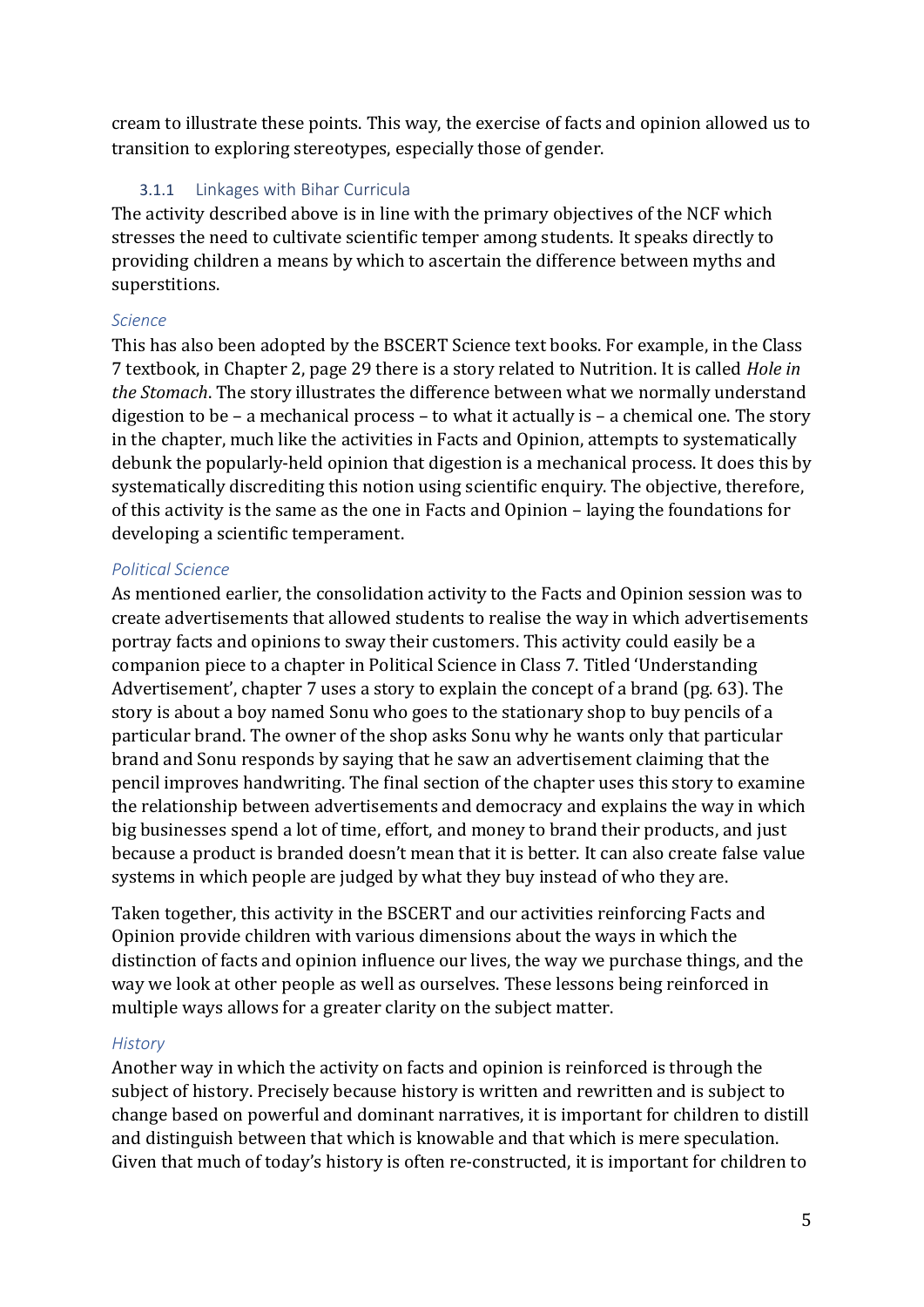cream to illustrate these points. This way, the exercise of facts and opinion allowed us to transition to exploring stereotypes, especially those of gender.

### 3.1.1 Linkages with Bihar Curricula

The activity described above is in line with the primary objectives of the NCF which stresses the need to cultivate scientific temper among students. It speaks directly to providing children a means by which to ascertain the difference between myths and superstitions.

#### *Science*

This has also been adopted by the BSCERT Science text books. For example, in the Class 7 textbook, in Chapter 2, page 29 there is a story related to Nutrition. It is called *Hole in the Stomach*. The story illustrates the difference between what we normally understand digestion to be – a mechanical process – to what it actually is – a chemical one. The story in the chapter, much like the activities in Facts and Opinion, attempts to systematically debunk the popularly-held opinion that digestion is a mechanical process. It does this by systematically discrediting this notion using scientific enquiry. The objective, therefore, of this activity is the same as the one in Facts and Opinion – laying the foundations for developing a scientific temperament.

#### *Political Science*

As mentioned earlier, the consolidation activity to the Facts and Opinion session was to create advertisements that allowed students to realise the way in which advertisements portray facts and opinions to sway their customers. This activity could easily be a companion piece to a chapter in Political Science in Class 7. Titled 'Understanding Advertisement', chapter 7 uses a story to explain the concept of a brand (pg. 63). The story is about a boy named Sonu who goes to the stationary shop to buy pencils of a particular brand. The owner of the shop asks Sonu why he wants only that particular brand and Sonu responds by saying that he saw an advertisement claiming that the pencil improves handwriting. The final section of the chapter uses this story to examine the relationship between advertisements and democracy and explains the way in which big businesses spend a lot of time, effort, and money to brand their products, and just because a product is branded doesn't mean that it is better. It can also create false value systems in which people are judged by what they buy instead of who they are.

Taken together, this activity in the BSCERT and our activities reinforcing Facts and Opinion provide children with various dimensions about the ways in which the distinction of facts and opinion influence our lives, the way we purchase things, and the way we look at other people as well as ourselves. These lessons being reinforced in multiple ways allows for a greater clarity on the subject matter.

#### *History*

Another way in which the activity on facts and opinion is reinforced is through the subject of history. Precisely because history is written and rewritten and is subject to change based on powerful and dominant narratives, it is important for children to distill and distinguish between that which is knowable and that which is mere speculation. Given that much of today's history is often re-constructed, it is important for children to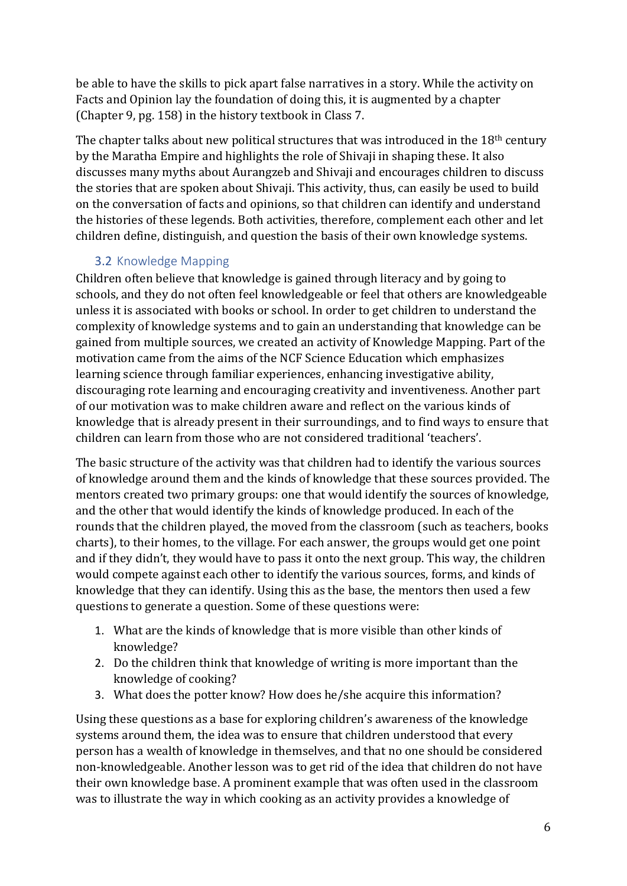be able to have the skills to pick apart false narratives in a story. While the activity on Facts and Opinion lay the foundation of doing this, it is augmented by a chapter (Chapter 9, pg. 158) in the history textbook in Class 7.

The chapter talks about new political structures that was introduced in the 18th century by the Maratha Empire and highlights the role of Shivaji in shaping these. It also discusses many myths about Aurangzeb and Shivaji and encourages children to discuss the stories that are spoken about Shivaji. This activity, thus, can easily be used to build on the conversation of facts and opinions, so that children can identify and understand the histories of these legends. Both activities, therefore, complement each other and let children define, distinguish, and question the basis of their own knowledge systems.

### 3.2 Knowledge Mapping

Children often believe that knowledge is gained through literacy and by going to schools, and they do not often feel knowledgeable or feel that others are knowledgeable unless it is associated with books or school. In order to get children to understand the complexity of knowledge systems and to gain an understanding that knowledge can be gained from multiple sources, we created an activity of Knowledge Mapping. Part of the motivation came from the aims of the NCF Science Education which emphasizes learning science through familiar experiences, enhancing investigative ability, discouraging rote learning and encouraging creativity and inventiveness. Another part of our motivation was to make children aware and reflect on the various kinds of knowledge that is already present in their surroundings, and to find ways to ensure that children can learn from those who are not considered traditional 'teachers'.

The basic structure of the activity was that children had to identify the various sources of knowledge around them and the kinds of knowledge that these sources provided. The mentors created two primary groups: one that would identify the sources of knowledge, and the other that would identify the kinds of knowledge produced. In each of the rounds that the children played, the moved from the classroom (such as teachers, books charts), to their homes, to the village. For each answer, the groups would get one point and if they didn't, they would have to pass it onto the next group. This way, the children would compete against each other to identify the various sources, forms, and kinds of knowledge that they can identify. Using this as the base, the mentors then used a few questions to generate a question. Some of these questions were:

1. What are the kinds of knowledge that is more visible than other kinds of knowledge?
2. Do the children think that knowledge of writing is more important than the knowledge of cooking?
3. What does the potter know? How does he/she acquire this information?

Using these questions as a base for exploring children's awareness of the knowledge systems around them, the idea was to ensure that children understood that every person has a wealth of knowledge in themselves, and that no one should be considered non-knowledgeable. Another lesson was to get rid of the idea that children do not have their own knowledge base. A prominent example that was often used in the classroom was to illustrate the way in which cooking as an activity provides a knowledge of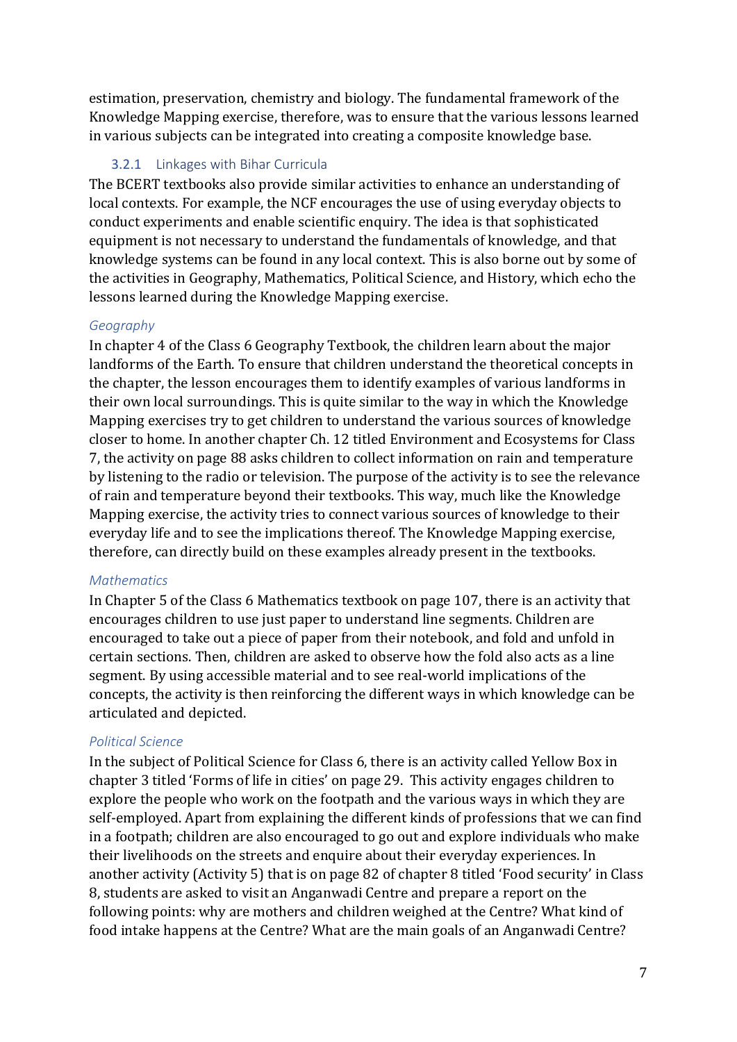estimation, preservation, chemistry and biology. The fundamental framework of the Knowledge Mapping exercise, therefore, was to ensure that the various lessons learned in various subjects can be integrated into creating a composite knowledge base.

### 3.2.1 Linkages with Bihar Curricula

The BCERT textbooks also provide similar activities to enhance an understanding of local contexts. For example, the NCF encourages the use of using everyday objects to conduct experiments and enable scientific enquiry. The idea is that sophisticated equipment is not necessary to understand the fundamentals of knowledge, and that knowledge systems can be found in any local context. This is also borne out by some of the activities in Geography, Mathematics, Political Science, and History, which echo the lessons learned during the Knowledge Mapping exercise.

*Geography*

In chapter 4 of the Class 6 Geography Textbook, the children learn about the major landforms of the Earth. To ensure that children understand the theoretical concepts in the chapter, the lesson encourages them to identify examples of various landforms in their own local surroundings. This is quite similar to the way in which the Knowledge Mapping exercises try to get children to understand the various sources of knowledge closer to home. In another chapter Ch. 12 titled Environment and Ecosystems for Class 7, the activity on page 88 asks children to collect information on rain and temperature by listening to the radio or television. The purpose of the activity is to see the relevance of rain and temperature beyond their textbooks. This way, much like the Knowledge Mapping exercise, the activity tries to connect various sources of knowledge to their everyday life and to see the implications thereof. The Knowledge Mapping exercise, therefore, can directly build on these examples already present in the textbooks.

*Mathematics*

In Chapter 5 of the Class 6 Mathematics textbook on page 107, there is an activity that encourages children to use just paper to understand line segments. Children are encouraged to take out a piece of paper from their notebook, and fold and unfold in certain sections. Then, children are asked to observe how the fold also acts as a line segment. By using accessible material and to see real-world implications of the concepts, the activity is then reinforcing the different ways in which knowledge can be articulated and depicted.

*Political Science*

In the subject of Political Science for Class 6, there is an activity called Yellow Box in chapter 3 titled 'Forms of life in cities' on page 29. This activity engages children to explore the people who work on the footpath and the various ways in which they are self-employed. Apart from explaining the different kinds of professions that we can find in a footpath; children are also encouraged to go out and explore individuals who make their livelihoods on the streets and enquire about their everyday experiences. In another activity (Activity 5) that is on page 82 of chapter 8 titled 'Food security' in Class 8, students are asked to visit an Anganwadi Centre and prepare a report on the following points: why are mothers and children weighed at the Centre? What kind of food intake happens at the Centre? What are the main goals of an Anganwadi Centre?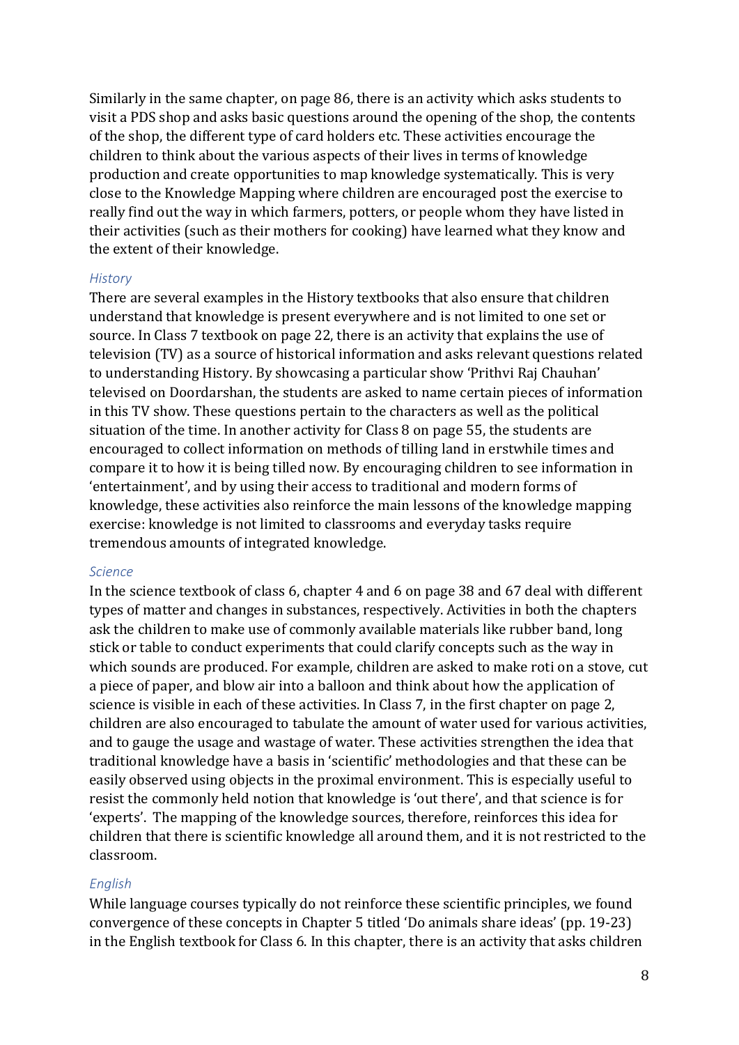Similarly in the same chapter, on page 86, there is an activity which asks students to visit a PDS shop and asks basic questions around the opening of the shop, the contents of the shop, the different type of card holders etc. These activities encourage the children to think about the various aspects of their lives in terms of knowledge production and create opportunities to map knowledge systematically. This is very close to the Knowledge Mapping where children are encouraged post the exercise to really find out the way in which farmers, potters, or people whom they have listed in their activities (such as their mothers for cooking) have learned what they know and the extent of their knowledge.

*History*

There are several examples in the History textbooks that also ensure that children understand that knowledge is present everywhere and is not limited to one set or source. In Class 7 textbook on page 22, there is an activity that explains the use of television (TV) as a source of historical information and asks relevant questions related to understanding History. By showcasing a particular show 'Prithvi Raj Chauhan' televised on Doordarshan, the students are asked to name certain pieces of information in this TV show. These questions pertain to the characters as well as the political situation of the time. In another activity for Class 8 on page 55, the students are encouraged to collect information on methods of tilling land in erstwhile times and compare it to how it is being tilled now. By encouraging children to see information in 'entertainment', and by using their access to traditional and modern forms of knowledge, these activities also reinforce the main lessons of the knowledge mapping exercise: knowledge is not limited to classrooms and everyday tasks require tremendous amounts of integrated knowledge.

*Science*

In the science textbook of class 6, chapter 4 and 6 on page 38 and 67 deal with different types of matter and changes in substances, respectively. Activities in both the chapters ask the children to make use of commonly available materials like rubber band, long stick or table to conduct experiments that could clarify concepts such as the way in which sounds are produced. For example, children are asked to make roti on a stove, cut a piece of paper, and blow air into a balloon and think about how the application of science is visible in each of these activities. In Class 7, in the first chapter on page 2, children are also encouraged to tabulate the amount of water used for various activities, and to gauge the usage and wastage of water. These activities strengthen the idea that traditional knowledge have a basis in 'scientific' methodologies and that these can be easily observed using objects in the proximal environment. This is especially useful to resist the commonly held notion that knowledge is 'out there', and that science is for 'experts'. The mapping of the knowledge sources, therefore, reinforces this idea for children that there is scientific knowledge all around them, and it is not restricted to the classroom.

*English*

While language courses typically do not reinforce these scientific principles, we found convergence of these concepts in Chapter 5 titled 'Do animals share ideas' (pp. 19-23) in the English textbook for Class 6. In this chapter, there is an activity that asks children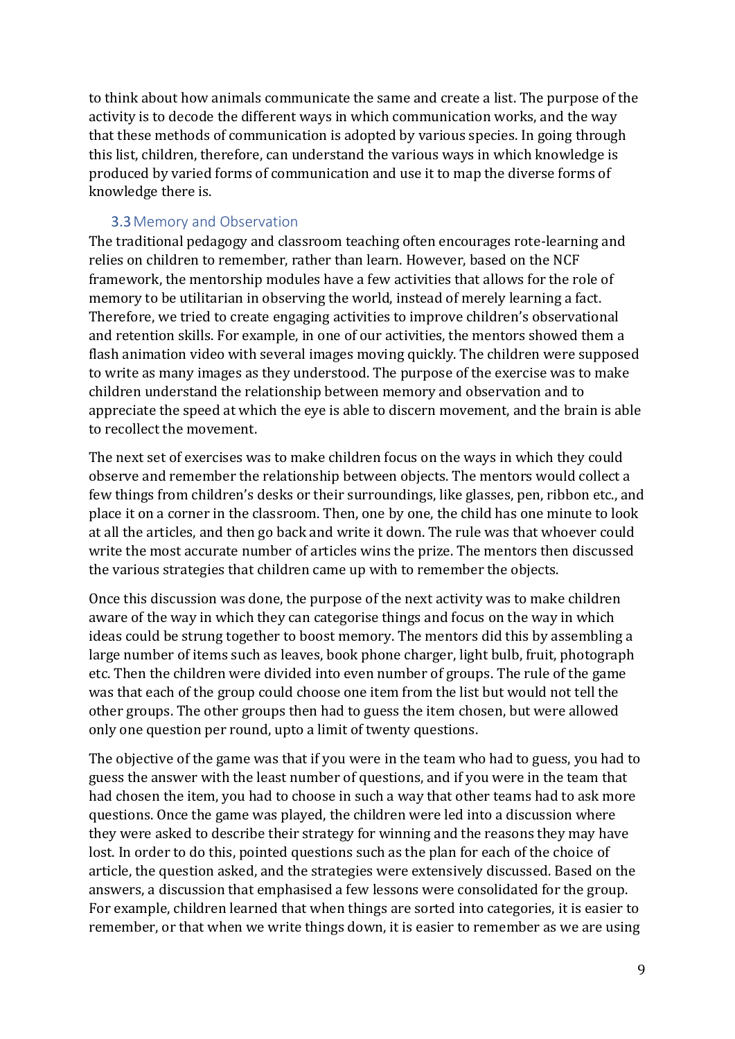to think about how animals communicate the same and create a list. The purpose of the activity is to decode the different ways in which communication works, and the way that these methods of communication is adopted by various species. In going through this list, children, therefore, can understand the various ways in which knowledge is produced by varied forms of communication and use it to map the diverse forms of knowledge there is.

### 3.3 Memory and Observation

The traditional pedagogy and classroom teaching often encourages rote-learning and relies on children to remember, rather than learn. However, based on the NCF framework, the mentorship modules have a few activities that allows for the role of memory to be utilitarian in observing the world, instead of merely learning a fact. Therefore, we tried to create engaging activities to improve children's observational and retention skills. For example, in one of our activities, the mentors showed them a flash animation video with several images moving quickly. The children were supposed to write as many images as they understood. The purpose of the exercise was to make children understand the relationship between memory and observation and to appreciate the speed at which the eye is able to discern movement, and the brain is able to recollect the movement.

The next set of exercises was to make children focus on the ways in which they could observe and remember the relationship between objects. The mentors would collect a few things from children's desks or their surroundings, like glasses, pen, ribbon etc., and place it on a corner in the classroom. Then, one by one, the child has one minute to look at all the articles, and then go back and write it down. The rule was that whoever could write the most accurate number of articles wins the prize. The mentors then discussed the various strategies that children came up with to remember the objects.

Once this discussion was done, the purpose of the next activity was to make children aware of the way in which they can categorise things and focus on the way in which ideas could be strung together to boost memory. The mentors did this by assembling a large number of items such as leaves, book phone charger, light bulb, fruit, photograph etc. Then the children were divided into even number of groups. The rule of the game was that each of the group could choose one item from the list but would not tell the other groups. The other groups then had to guess the item chosen, but were allowed only one question per round, upto a limit of twenty questions.

The objective of the game was that if you were in the team who had to guess, you had to guess the answer with the least number of questions, and if you were in the team that had chosen the item, you had to choose in such a way that other teams had to ask more questions. Once the game was played, the children were led into a discussion where they were asked to describe their strategy for winning and the reasons they may have lost. In order to do this, pointed questions such as the plan for each of the choice of article, the question asked, and the strategies were extensively discussed. Based on the answers, a discussion that emphasised a few lessons were consolidated for the group. For example, children learned that when things are sorted into categories, it is easier to remember, or that when we write things down, it is easier to remember as we are using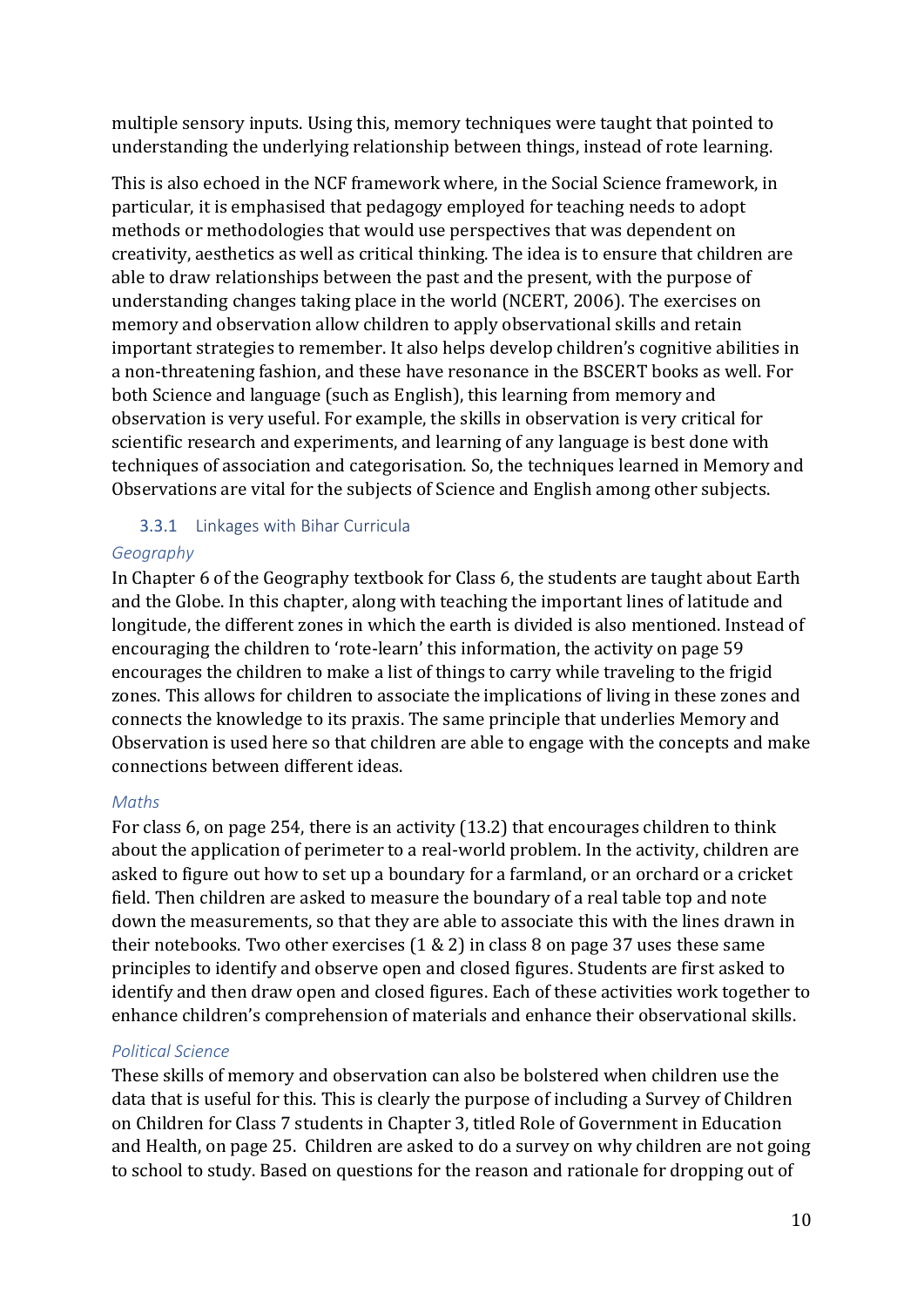multiple sensory inputs. Using this, memory techniques were taught that pointed to understanding the underlying relationship between things, instead of rote learning.

This is also echoed in the NCF framework where, in the Social Science framework, in particular, it is emphasised that pedagogy employed for teaching needs to adopt methods or methodologies that would use perspectives that was dependent on creativity, aesthetics as well as critical thinking. The idea is to ensure that children are able to draw relationships between the past and the present, with the purpose of understanding changes taking place in the world (NCERT, 2006). The exercises on memory and observation allow children to apply observational skills and retain important strategies to remember. It also helps develop children's cognitive abilities in a non-threatening fashion, and these have resonance in the BSCERT books as well. For both Science and language (such as English), this learning from memory and observation is very useful. For example, the skills in observation is very critical for scientific research and experiments, and learning of any language is best done with techniques of association and categorisation. So, the techniques learned in Memory and Observations are vital for the subjects of Science and English among other subjects.

### 3.3.1 Linkages with Bihar Curricula

*Geography*

In Chapter 6 of the Geography textbook for Class 6, the students are taught about Earth and the Globe. In this chapter, along with teaching the important lines of latitude and longitude, the different zones in which the earth is divided is also mentioned. Instead of encouraging the children to 'rote-learn' this information, the activity on page 59 encourages the children to make a list of things to carry while traveling to the frigid zones. This allows for children to associate the implications of living in these zones and connects the knowledge to its praxis. The same principle that underlies Memory and Observation is used here so that children are able to engage with the concepts and make connections between different ideas.

*Maths*

For class 6, on page 254, there is an activity (13.2) that encourages children to think about the application of perimeter to a real-world problem. In the activity, children are asked to figure out how to set up a boundary for a farmland, or an orchard or a cricket field. Then children are asked to measure the boundary of a real table top and note down the measurements, so that they are able to associate this with the lines drawn in their notebooks. Two other exercises (1 & 2) in class 8 on page 37 uses these same principles to identify and observe open and closed figures. Students are first asked to identify and then draw open and closed figures. Each of these activities work together to enhance children's comprehension of materials and enhance their observational skills.

*Political Science*

These skills of memory and observation can also be bolstered when children use the data that is useful for this. This is clearly the purpose of including a Survey of Children on Children for Class 7 students in Chapter 3, titled Role of Government in Education and Health, on page 25. Children are asked to do a survey on why children are not going to school to study. Based on questions for the reason and rationale for dropping out of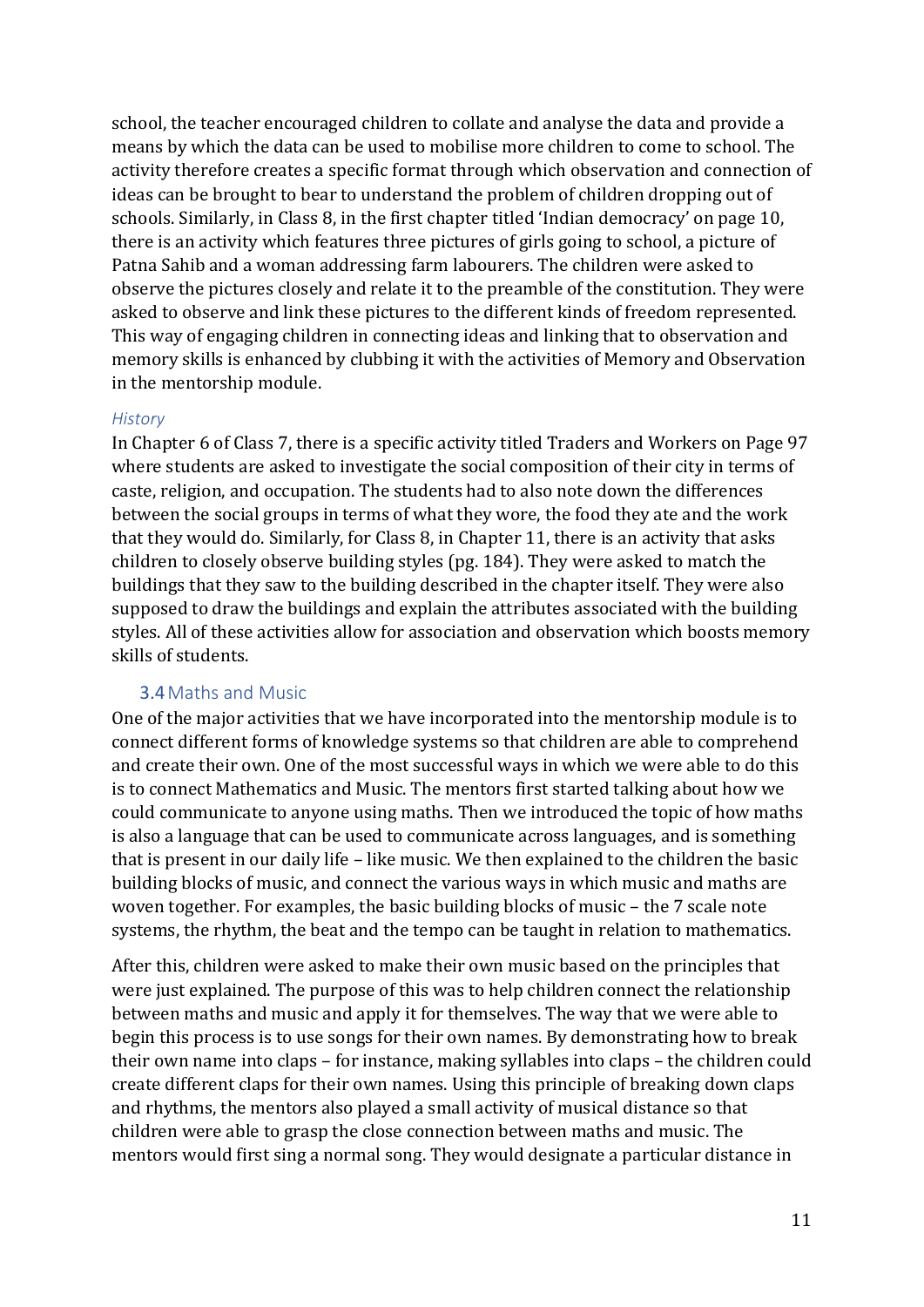school, the teacher encouraged children to collate and analyse the data and provide a means by which the data can be used to mobilise more children to come to school. The activity therefore creates a specific format through which observation and connection of ideas can be brought to bear to understand the problem of children dropping out of schools. Similarly, in Class 8, in the first chapter titled 'Indian democracy' on page 10, there is an activity which features three pictures of girls going to school, a picture of Patna Sahib and a woman addressing farm labourers. The children were asked to observe the pictures closely and relate it to the preamble of the constitution. They were asked to observe and link these pictures to the different kinds of freedom represented. This way of engaging children in connecting ideas and linking that to observation and memory skills is enhanced by clubbing it with the activities of Memory and Observation in the mentorship module.

#### *History*

In Chapter 6 of Class 7, there is a specific activity titled Traders and Workers on Page 97 where students are asked to investigate the social composition of their city in terms of caste, religion, and occupation. The students had to also note down the differences between the social groups in terms of what they wore, the food they ate and the work that they would do. Similarly, for Class 8, in Chapter 11, there is an activity that asks children to closely observe building styles (pg. 184). They were asked to match the buildings that they saw to the building described in the chapter itself. They were also supposed to draw the buildings and explain the attributes associated with the building styles. All of these activities allow for association and observation which boosts memory skills of students.

### 3.4 Maths and Music

One of the major activities that we have incorporated into the mentorship module is to connect different forms of knowledge systems so that children are able to comprehend and create their own. One of the most successful ways in which we were able to do this is to connect Mathematics and Music. The mentors first started talking about how we could communicate to anyone using maths. Then we introduced the topic of how maths is also a language that can be used to communicate across languages, and is something that is present in our daily life – like music. We then explained to the children the basic building blocks of music, and connect the various ways in which music and maths are woven together. For examples, the basic building blocks of music – the 7 scale note systems, the rhythm, the beat and the tempo can be taught in relation to mathematics.

After this, children were asked to make their own music based on the principles that were just explained. The purpose of this was to help children connect the relationship between maths and music and apply it for themselves. The way that we were able to begin this process is to use songs for their own names. By demonstrating how to break their own name into claps – for instance, making syllables into claps – the children could create different claps for their own names. Using this principle of breaking down claps and rhythms, the mentors also played a small activity of musical distance so that children were able to grasp the close connection between maths and music. The mentors would first sing a normal song. They would designate a particular distance in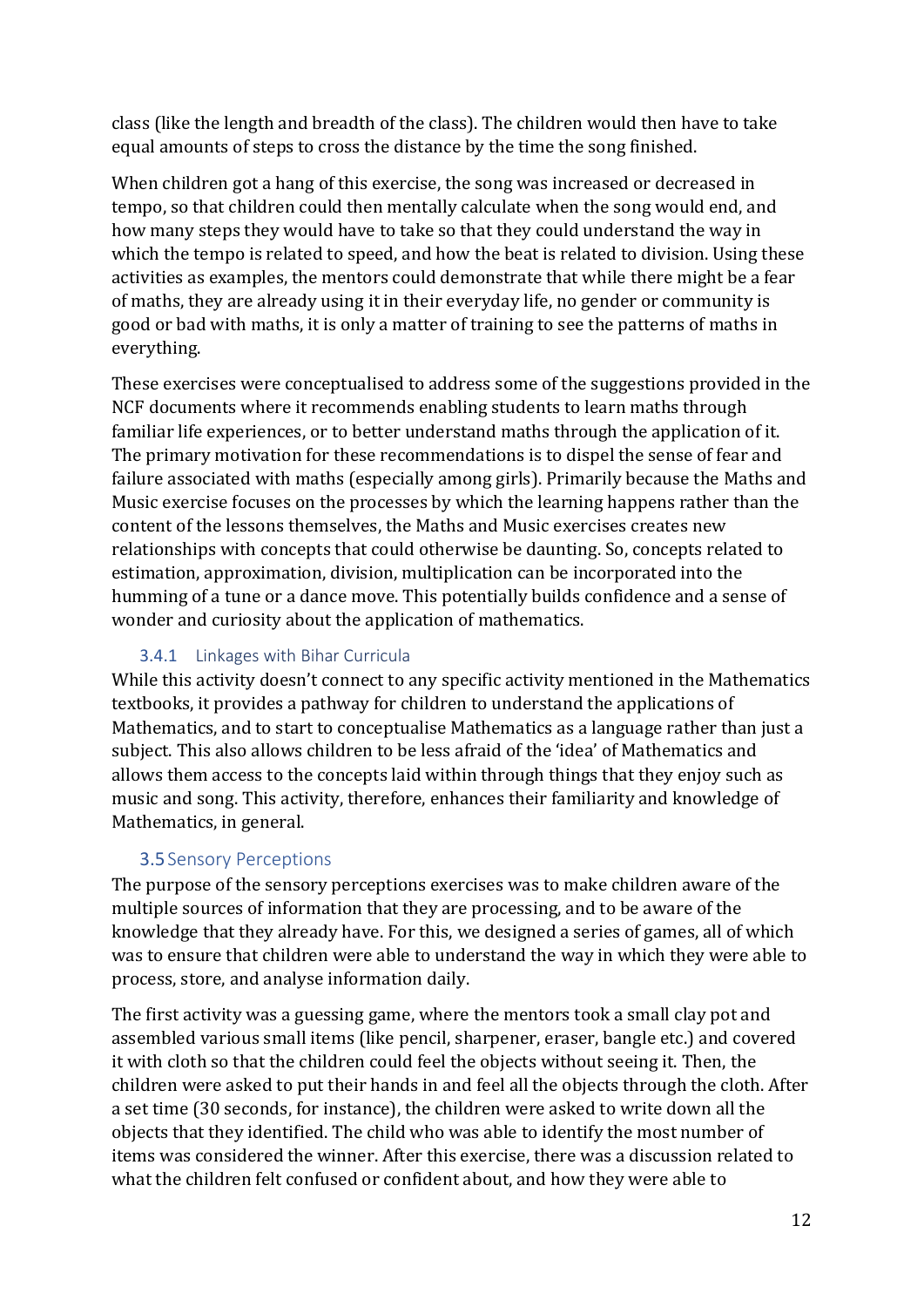class (like the length and breadth of the class). The children would then have to take equal amounts of steps to cross the distance by the time the song finished.

When children got a hang of this exercise, the song was increased or decreased in tempo, so that children could then mentally calculate when the song would end, and how many steps they would have to take so that they could understand the way in which the tempo is related to speed, and how the beat is related to division. Using these activities as examples, the mentors could demonstrate that while there might be a fear of maths, they are already using it in their everyday life, no gender or community is good or bad with maths, it is only a matter of training to see the patterns of maths in everything.

These exercises were conceptualised to address some of the suggestions provided in the NCF documents where it recommends enabling students to learn maths through familiar life experiences, or to better understand maths through the application of it. The primary motivation for these recommendations is to dispel the sense of fear and failure associated with maths (especially among girls). Primarily because the Maths and Music exercise focuses on the processes by which the learning happens rather than the content of the lessons themselves, the Maths and Music exercises creates new relationships with concepts that could otherwise be daunting. So, concepts related to estimation, approximation, division, multiplication can be incorporated into the humming of a tune or a dance move. This potentially builds confidence and a sense of wonder and curiosity about the application of mathematics.

### 3.4.1 Linkages with Bihar Curricula

While this activity doesn't connect to any specific activity mentioned in the Mathematics textbooks, it provides a pathway for children to understand the applications of Mathematics, and to start to conceptualise Mathematics as a language rather than just a subject. This also allows children to be less afraid of the 'idea' of Mathematics and allows them access to the concepts laid within through things that they enjoy such as music and song. This activity, therefore, enhances their familiarity and knowledge of Mathematics, in general.

## 3.5 Sensory Perceptions

The purpose of the sensory perceptions exercises was to make children aware of the multiple sources of information that they are processing, and to be aware of the knowledge that they already have. For this, we designed a series of games, all of which was to ensure that children were able to understand the way in which they were able to process, store, and analyse information daily.

The first activity was a guessing game, where the mentors took a small clay pot and assembled various small items (like pencil, sharpener, eraser, bangle etc.) and covered it with cloth so that the children could feel the objects without seeing it. Then, the children were asked to put their hands in and feel all the objects through the cloth. After a set time (30 seconds, for instance), the children were asked to write down all the objects that they identified. The child who was able to identify the most number of items was considered the winner. After this exercise, there was a discussion related to what the children felt confused or confident about, and how they were able to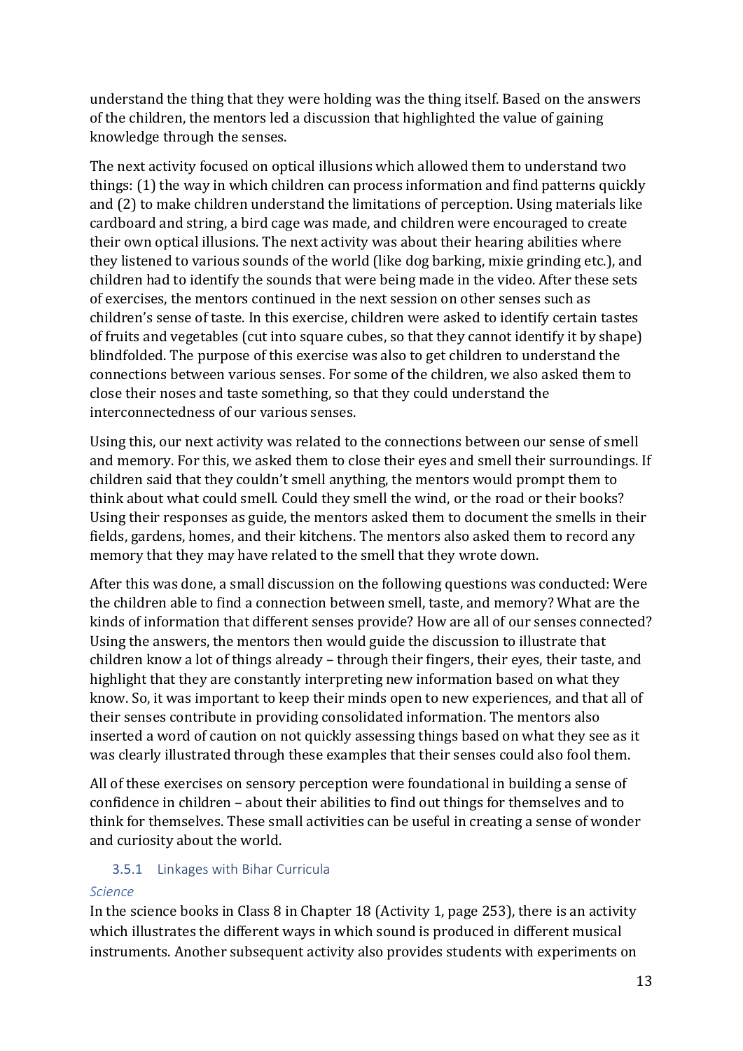understand the thing that they were holding was the thing itself. Based on the answers of the children, the mentors led a discussion that highlighted the value of gaining knowledge through the senses.

The next activity focused on optical illusions which allowed them to understand two things: (1) the way in which children can process information and find patterns quickly and (2) to make children understand the limitations of perception. Using materials like cardboard and string, a bird cage was made, and children were encouraged to create their own optical illusions. The next activity was about their hearing abilities where they listened to various sounds of the world (like dog barking, mixie grinding etc.), and children had to identify the sounds that were being made in the video. After these sets of exercises, the mentors continued in the next session on other senses such as children's sense of taste. In this exercise, children were asked to identify certain tastes of fruits and vegetables (cut into square cubes, so that they cannot identify it by shape) blindfolded. The purpose of this exercise was also to get children to understand the connections between various senses. For some of the children, we also asked them to close their noses and taste something, so that they could understand the interconnectedness of our various senses.

Using this, our next activity was related to the connections between our sense of smell and memory. For this, we asked them to close their eyes and smell their surroundings. If children said that they couldn't smell anything, the mentors would prompt them to think about what could smell. Could they smell the wind, or the road or their books? Using their responses as guide, the mentors asked them to document the smells in their fields, gardens, homes, and their kitchens. The mentors also asked them to record any memory that they may have related to the smell that they wrote down.

After this was done, a small discussion on the following questions was conducted: Were the children able to find a connection between smell, taste, and memory? What are the kinds of information that different senses provide? How are all of our senses connected? Using the answers, the mentors then would guide the discussion to illustrate that children know a lot of things already – through their fingers, their eyes, their taste, and highlight that they are constantly interpreting new information based on what they know. So, it was important to keep their minds open to new experiences, and that all of their senses contribute in providing consolidated information. The mentors also inserted a word of caution on not quickly assessing things based on what they see as it was clearly illustrated through these examples that their senses could also fool them.

All of these exercises on sensory perception were foundational in building a sense of confidence in children – about their abilities to find out things for themselves and to think for themselves. These small activities can be useful in creating a sense of wonder and curiosity about the world.

### 3.5.1 Linkages with Bihar Curricula

*Science*

In the science books in Class 8 in Chapter 18 (Activity 1, page 253), there is an activity which illustrates the different ways in which sound is produced in different musical instruments. Another subsequent activity also provides students with experiments on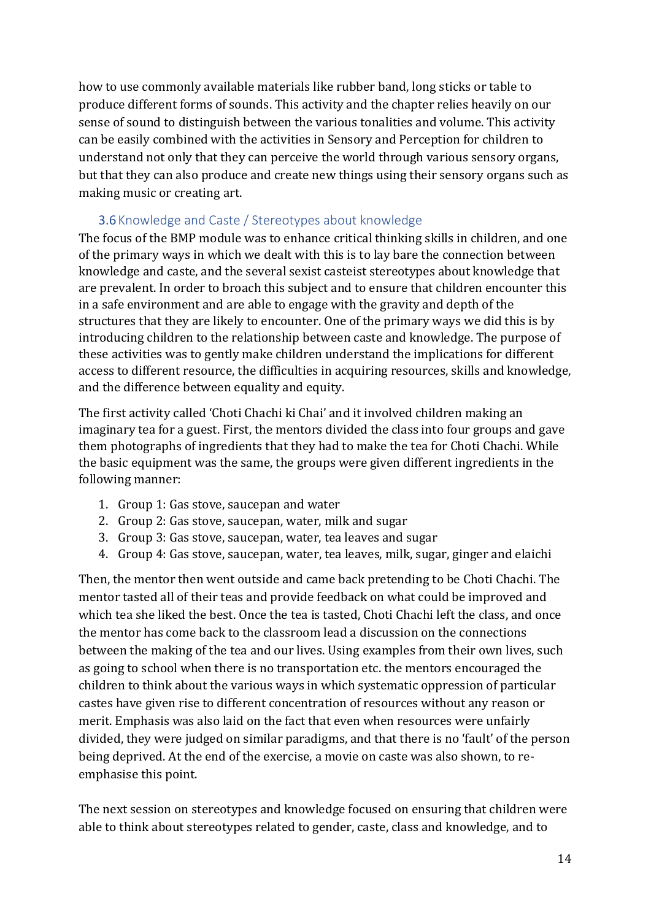how to use commonly available materials like rubber band, long sticks or table to produce different forms of sounds. This activity and the chapter relies heavily on our sense of sound to distinguish between the various tonalities and volume. This activity can be easily combined with the activities in Sensory and Perception for children to understand not only that they can perceive the world through various sensory organs, but that they can also produce and create new things using their sensory organs such as making music or creating art.

### 3.6 Knowledge and Caste / Stereotypes about knowledge

The focus of the BMP module was to enhance critical thinking skills in children, and one of the primary ways in which we dealt with this is to lay bare the connection between knowledge and caste, and the several sexist casteist stereotypes about knowledge that are prevalent. In order to broach this subject and to ensure that children encounter this in a safe environment and are able to engage with the gravity and depth of the structures that they are likely to encounter. One of the primary ways we did this is by introducing children to the relationship between caste and knowledge. The purpose of these activities was to gently make children understand the implications for different access to different resource, the difficulties in acquiring resources, skills and knowledge, and the difference between equality and equity.

The first activity called 'Choti Chachi ki Chai' and it involved children making an imaginary tea for a guest. First, the mentors divided the class into four groups and gave them photographs of ingredients that they had to make the tea for Choti Chachi. While the basic equipment was the same, the groups were given different ingredients in the following manner:

1. Group 1: Gas stove, saucepan and water
2. Group 2: Gas stove, saucepan, water, milk and sugar
3. Group 3: Gas stove, saucepan, water, tea leaves and sugar
4. Group 4: Gas stove, saucepan, water, tea leaves, milk, sugar, ginger and elaichi

Then, the mentor then went outside and came back pretending to be Choti Chachi. The mentor tasted all of their teas and provide feedback on what could be improved and which tea she liked the best. Once the tea is tasted, Choti Chachi left the class, and once the mentor has come back to the classroom lead a discussion on the connections between the making of the tea and our lives. Using examples from their own lives, such as going to school when there is no transportation etc. the mentors encouraged the children to think about the various ways in which systematic oppression of particular castes have given rise to different concentration of resources without any reason or merit. Emphasis was also laid on the fact that even when resources were unfairly divided, they were judged on similar paradigms, and that there is no 'fault' of the person being deprived. At the end of the exercise, a movie on caste was also shown, to re-emphasise this point.

The next session on stereotypes and knowledge focused on ensuring that children were able to think about stereotypes related to gender, caste, class and knowledge, and to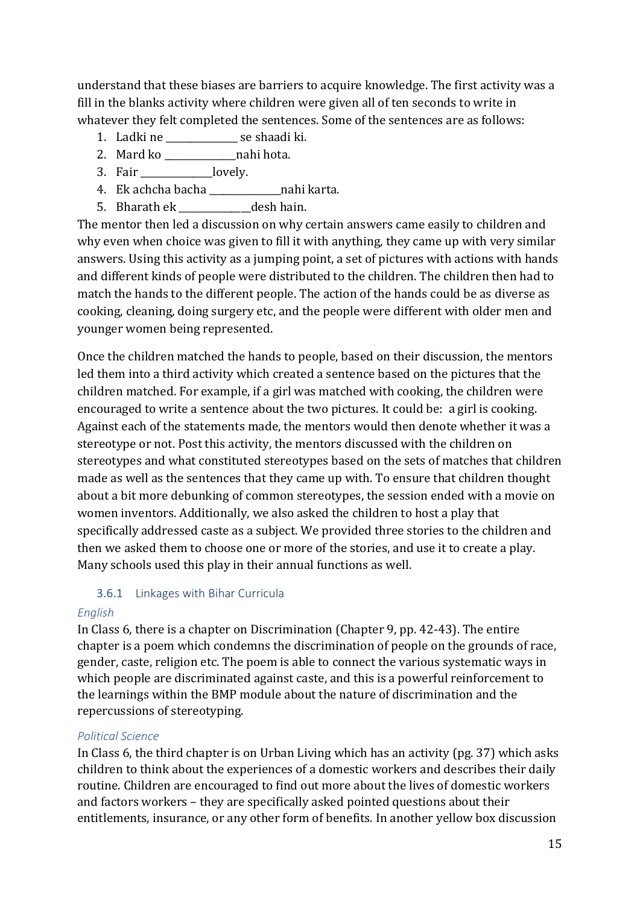understand that these biases are barriers to acquire knowledge. The first activity was a fill in the blanks activity where children were given all of ten seconds to write in whatever they felt completed the sentences. Some of the sentences are as follows:

1. Ladki ne ______________ se shaadi ki.
2. Mard ko ______________nahi hota.
3. Fair ______________lovely.
4. Ek achcha bacha ______________nahi karta.
5. Bharath ek ______________desh hain.

The mentor then led a discussion on why certain answers came easily to children and why even when choice was given to fill it with anything, they came up with very similar answers. Using this activity as a jumping point, a set of pictures with actions with hands and different kinds of people were distributed to the children. The children then had to match the hands to the different people. The action of the hands could be as diverse as cooking, cleaning, doing surgery etc, and the people were different with older men and younger women being represented.

Once the children matched the hands to people, based on their discussion, the mentors led them into a third activity which created a sentence based on the pictures that the children matched. For example, if a girl was matched with cooking, the children were encouraged to write a sentence about the two pictures. It could be: a girl is cooking. Against each of the statements made, the mentors would then denote whether it was a stereotype or not. Post this activity, the mentors discussed with the children on stereotypes and what constituted stereotypes based on the sets of matches that children made as well as the sentences that they came up with. To ensure that children thought about a bit more debunking of common stereotypes, the session ended with a movie on women inventors. Additionally, we also asked the children to host a play that specifically addressed caste as a subject. We provided three stories to the children and then we asked them to choose one or more of the stories, and use it to create a play. Many schools used this play in their annual functions as well.

### 3.6.1 Linkages with Bihar Curricula

*English*

In Class 6, there is a chapter on Discrimination (Chapter 9, pp. 42-43). The entire chapter is a poem which condemns the discrimination of people on the grounds of race, gender, caste, religion etc. The poem is able to connect the various systematic ways in which people are discriminated against caste, and this is a powerful reinforcement to the learnings within the BMP module about the nature of discrimination and the repercussions of stereotyping.

*Political Science*

In Class 6, the third chapter is on Urban Living which has an activity (pg. 37) which asks children to think about the experiences of a domestic workers and describes their daily routine. Children are encouraged to find out more about the lives of domestic workers and factors workers – they are specifically asked pointed questions about their entitlements, insurance, or any other form of benefits. In another yellow box discussion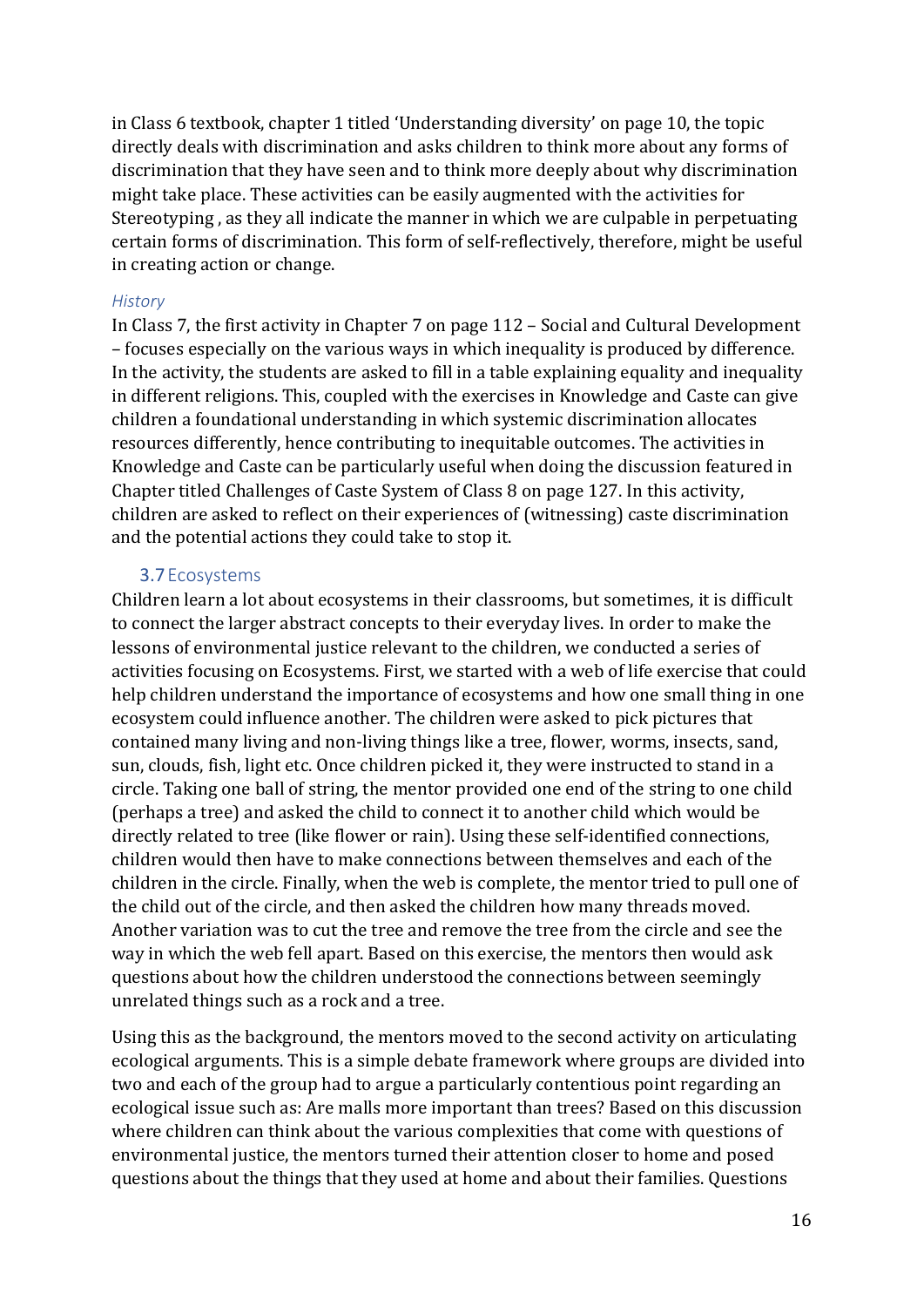in Class 6 textbook, chapter 1 titled 'Understanding diversity' on page 10, the topic directly deals with discrimination and asks children to think more about any forms of discrimination that they have seen and to think more deeply about why discrimination might take place. These activities can be easily augmented with the activities for Stereotyping , as they all indicate the manner in which we are culpable in perpetuating certain forms of discrimination. This form of self-reflectively, therefore, might be useful in creating action or change.

*History*

In Class 7, the first activity in Chapter 7 on page 112 – Social and Cultural Development – focuses especially on the various ways in which inequality is produced by difference. In the activity, the students are asked to fill in a table explaining equality and inequality in different religions. This, coupled with the exercises in Knowledge and Caste can give children a foundational understanding in which systemic discrimination allocates resources differently, hence contributing to inequitable outcomes. The activities in Knowledge and Caste can be particularly useful when doing the discussion featured in Chapter titled Challenges of Caste System of Class 8 on page 127. In this activity, children are asked to reflect on their experiences of (witnessing) caste discrimination and the potential actions they could take to stop it.

### 3.7 Ecosystems

Children learn a lot about ecosystems in their classrooms, but sometimes, it is difficult to connect the larger abstract concepts to their everyday lives. In order to make the lessons of environmental justice relevant to the children, we conducted a series of activities focusing on Ecosystems. First, we started with a web of life exercise that could help children understand the importance of ecosystems and how one small thing in one ecosystem could influence another. The children were asked to pick pictures that contained many living and non-living things like a tree, flower, worms, insects, sand, sun, clouds, fish, light etc. Once children picked it, they were instructed to stand in a circle. Taking one ball of string, the mentor provided one end of the string to one child (perhaps a tree) and asked the child to connect it to another child which would be directly related to tree (like flower or rain). Using these self-identified connections, children would then have to make connections between themselves and each of the children in the circle. Finally, when the web is complete, the mentor tried to pull one of the child out of the circle, and then asked the children how many threads moved. Another variation was to cut the tree and remove the tree from the circle and see the way in which the web fell apart. Based on this exercise, the mentors then would ask questions about how the children understood the connections between seemingly unrelated things such as a rock and a tree.

Using this as the background, the mentors moved to the second activity on articulating ecological arguments. This is a simple debate framework where groups are divided into two and each of the group had to argue a particularly contentious point regarding an ecological issue such as: Are malls more important than trees? Based on this discussion where children can think about the various complexities that come with questions of environmental justice, the mentors turned their attention closer to home and posed questions about the things that they used at home and about their families. Questions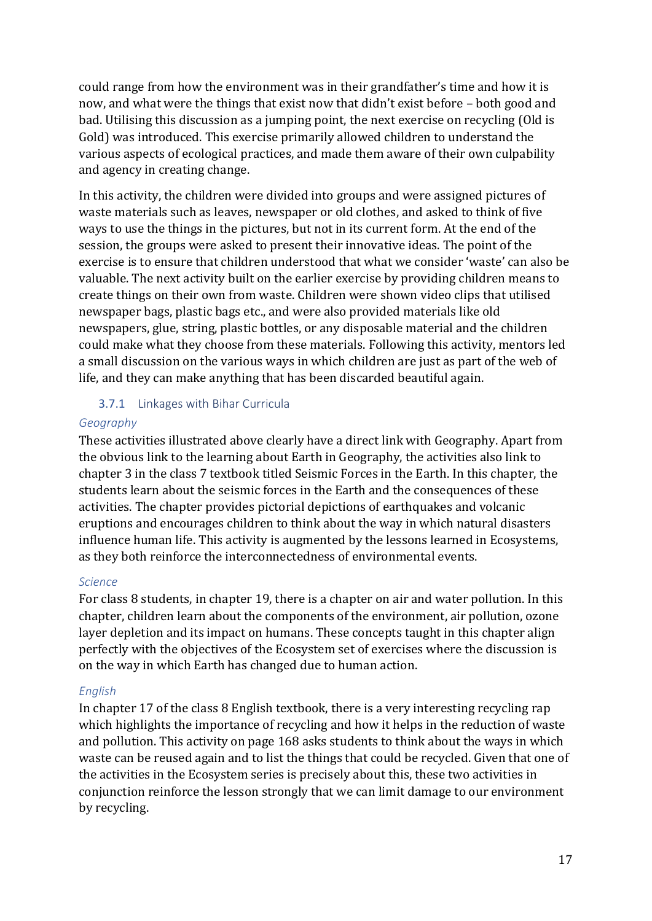could range from how the environment was in their grandfather's time and how it is now, and what were the things that exist now that didn't exist before – both good and bad. Utilising this discussion as a jumping point, the next exercise on recycling (Old is Gold) was introduced. This exercise primarily allowed children to understand the various aspects of ecological practices, and made them aware of their own culpability and agency in creating change.

In this activity, the children were divided into groups and were assigned pictures of waste materials such as leaves, newspaper or old clothes, and asked to think of five ways to use the things in the pictures, but not in its current form. At the end of the session, the groups were asked to present their innovative ideas. The point of the exercise is to ensure that children understood that what we consider 'waste' can also be valuable. The next activity built on the earlier exercise by providing children means to create things on their own from waste. Children were shown video clips that utilised newspaper bags, plastic bags etc., and were also provided materials like old newspapers, glue, string, plastic bottles, or any disposable material and the children could make what they choose from these materials. Following this activity, mentors led a small discussion on the various ways in which children are just as part of the web of life, and they can make anything that has been discarded beautiful again.

### 3.7.1 Linkages with Bihar Curricula

*Geography*

These activities illustrated above clearly have a direct link with Geography. Apart from the obvious link to the learning about Earth in Geography, the activities also link to chapter 3 in the class 7 textbook titled Seismic Forces in the Earth. In this chapter, the students learn about the seismic forces in the Earth and the consequences of these activities. The chapter provides pictorial depictions of earthquakes and volcanic eruptions and encourages children to think about the way in which natural disasters influence human life. This activity is augmented by the lessons learned in Ecosystems, as they both reinforce the interconnectedness of environmental events.

*Science*

For class 8 students, in chapter 19, there is a chapter on air and water pollution. In this chapter, children learn about the components of the environment, air pollution, ozone layer depletion and its impact on humans. These concepts taught in this chapter align perfectly with the objectives of the Ecosystem set of exercises where the discussion is on the way in which Earth has changed due to human action.

*English*

In chapter 17 of the class 8 English textbook, there is a very interesting recycling rap which highlights the importance of recycling and how it helps in the reduction of waste and pollution. This activity on page 168 asks students to think about the ways in which waste can be reused again and to list the things that could be recycled. Given that one of the activities in the Ecosystem series is precisely about this, these two activities in conjunction reinforce the lesson strongly that we can limit damage to our environment by recycling.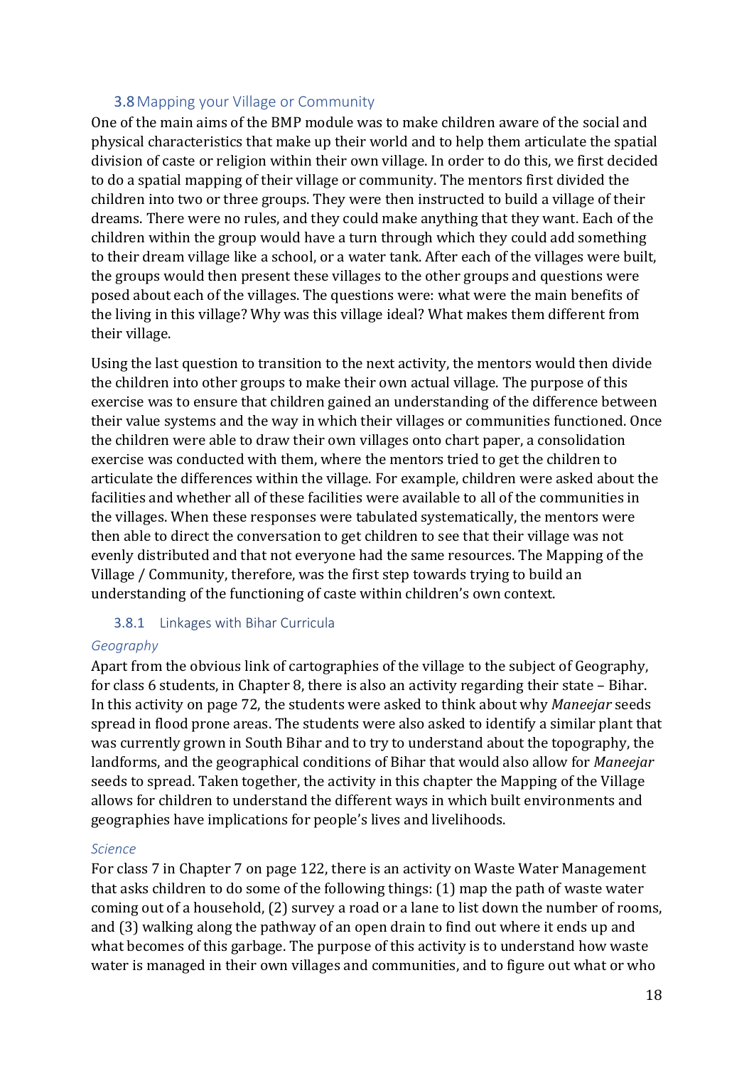## 3.8 Mapping your Village or Community

One of the main aims of the BMP module was to make children aware of the social and physical characteristics that make up their world and to help them articulate the spatial division of caste or religion within their own village. In order to do this, we first decided to do a spatial mapping of their village or community. The mentors first divided the children into two or three groups. They were then instructed to build a village of their dreams. There were no rules, and they could make anything that they want. Each of the children within the group would have a turn through which they could add something to their dream village like a school, or a water tank. After each of the villages were built, the groups would then present these villages to the other groups and questions were posed about each of the villages. The questions were: what were the main benefits of the living in this village? Why was this village ideal? What makes them different from their village.

Using the last question to transition to the next activity, the mentors would then divide the children into other groups to make their own actual village. The purpose of this exercise was to ensure that children gained an understanding of the difference between their value systems and the way in which their villages or communities functioned. Once the children were able to draw their own villages onto chart paper, a consolidation exercise was conducted with them, where the mentors tried to get the children to articulate the differences within the village. For example, children were asked about the facilities and whether all of these facilities were available to all of the communities in the villages. When these responses were tabulated systematically, the mentors were then able to direct the conversation to get children to see that their village was not evenly distributed and that not everyone had the same resources. The Mapping of the Village / Community, therefore, was the first step towards trying to build an understanding of the functioning of caste within children's own context.

### 3.8.1 Linkages with Bihar Curricula

*Geography*

Apart from the obvious link of cartographies of the village to the subject of Geography, for class 6 students, in Chapter 8, there is also an activity regarding their state – Bihar. In this activity on page 72, the students were asked to think about why *Maneejar* seeds spread in flood prone areas. The students were also asked to identify a similar plant that was currently grown in South Bihar and to try to understand about the topography, the landforms, and the geographical conditions of Bihar that would also allow for *Maneejar* seeds to spread. Taken together, the activity in this chapter the Mapping of the Village allows for children to understand the different ways in which built environments and geographies have implications for people's lives and livelihoods.

*Science*

For class 7 in Chapter 7 on page 122, there is an activity on Waste Water Management that asks children to do some of the following things: (1) map the path of waste water coming out of a household, (2) survey a road or a lane to list down the number of rooms, and (3) walking along the pathway of an open drain to find out where it ends up and what becomes of this garbage. The purpose of this activity is to understand how waste water is managed in their own villages and communities, and to figure out what or who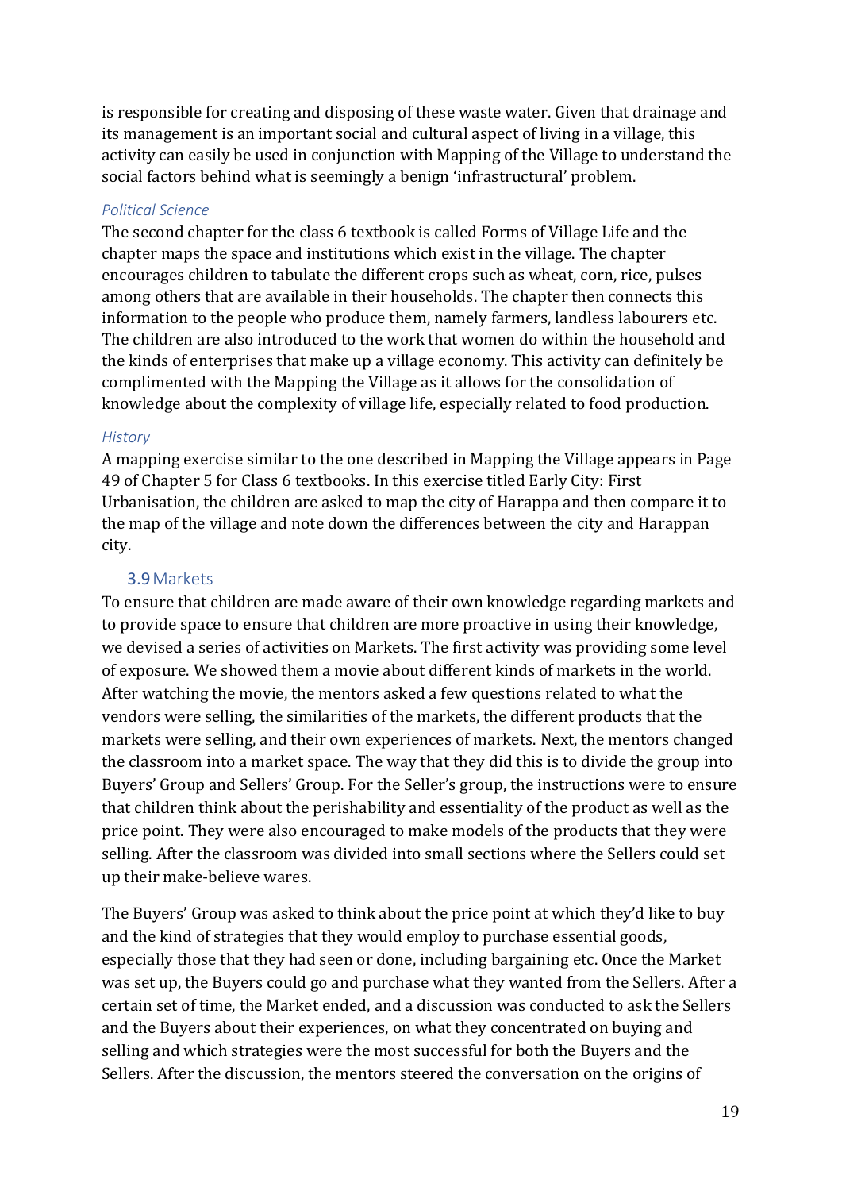is responsible for creating and disposing of these waste water. Given that drainage and its management is an important social and cultural aspect of living in a village, this activity can easily be used in conjunction with Mapping of the Village to understand the social factors behind what is seemingly a benign 'infrastructural' problem.

#### *Political Science*

The second chapter for the class 6 textbook is called Forms of Village Life and the chapter maps the space and institutions which exist in the village. The chapter encourages children to tabulate the different crops such as wheat, corn, rice, pulses among others that are available in their households. The chapter then connects this information to the people who produce them, namely farmers, landless labourers etc. The children are also introduced to the work that women do within the household and the kinds of enterprises that make up a village economy. This activity can definitely be complimented with the Mapping the Village as it allows for the consolidation of knowledge about the complexity of village life, especially related to food production.

#### *History*

A mapping exercise similar to the one described in Mapping the Village appears in Page 49 of Chapter 5 for Class 6 textbooks. In this exercise titled Early City: First Urbanisation, the children are asked to map the city of Harappa and then compare it to the map of the village and note down the differences between the city and Harappan city.

### 3.9 Markets

To ensure that children are made aware of their own knowledge regarding markets and to provide space to ensure that children are more proactive in using their knowledge, we devised a series of activities on Markets. The first activity was providing some level of exposure. We showed them a movie about different kinds of markets in the world. After watching the movie, the mentors asked a few questions related to what the vendors were selling, the similarities of the markets, the different products that the markets were selling, and their own experiences of markets. Next, the mentors changed the classroom into a market space. The way that they did this is to divide the group into Buyers' Group and Sellers' Group. For the Seller's group, the instructions were to ensure that children think about the perishability and essentiality of the product as well as the price point. They were also encouraged to make models of the products that they were selling. After the classroom was divided into small sections where the Sellers could set up their make-believe wares.

The Buyers' Group was asked to think about the price point at which they'd like to buy and the kind of strategies that they would employ to purchase essential goods, especially those that they had seen or done, including bargaining etc. Once the Market was set up, the Buyers could go and purchase what they wanted from the Sellers. After a certain set of time, the Market ended, and a discussion was conducted to ask the Sellers and the Buyers about their experiences, on what they concentrated on buying and selling and which strategies were the most successful for both the Buyers and the Sellers. After the discussion, the mentors steered the conversation on the origins of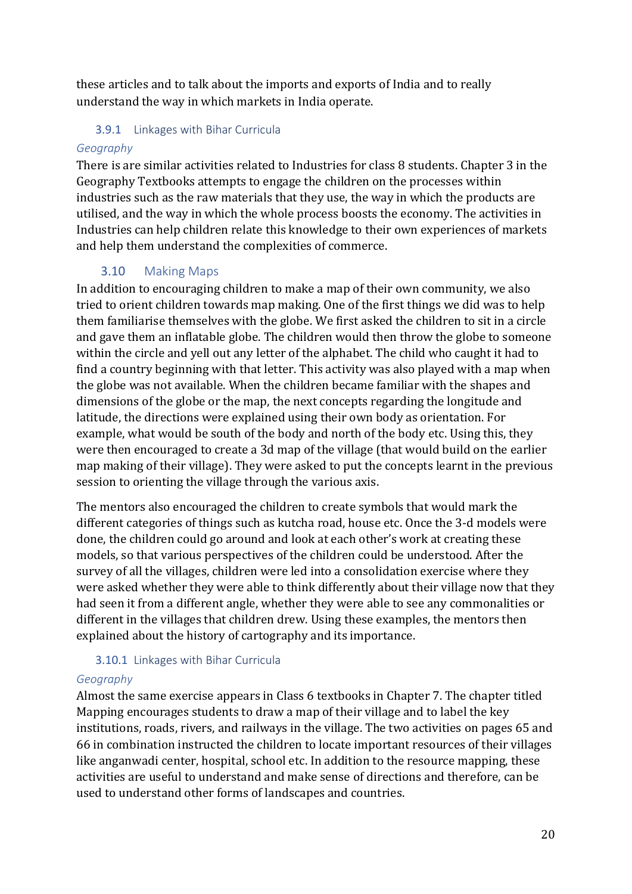these articles and to talk about the imports and exports of India and to really understand the way in which markets in India operate.

#### 3.9.1 Linkages with Bihar Curricula

*Geography*

There is are similar activities related to Industries for class 8 students. Chapter 3 in the Geography Textbooks attempts to engage the children on the processes within industries such as the raw materials that they use, the way in which the products are utilised, and the way in which the whole process boosts the economy. The activities in Industries can help children relate this knowledge to their own experiences of markets and help them understand the complexities of commerce.

### 3.10 Making Maps

In addition to encouraging children to make a map of their own community, we also tried to orient children towards map making. One of the first things we did was to help them familiarise themselves with the globe. We first asked the children to sit in a circle and gave them an inflatable globe. The children would then throw the globe to someone within the circle and yell out any letter of the alphabet. The child who caught it had to find a country beginning with that letter. This activity was also played with a map when the globe was not available. When the children became familiar with the shapes and dimensions of the globe or the map, the next concepts regarding the longitude and latitude, the directions were explained using their own body as orientation. For example, what would be south of the body and north of the body etc. Using this, they were then encouraged to create a 3d map of the village (that would build on the earlier map making of their village). They were asked to put the concepts learnt in the previous session to orienting the village through the various axis.

The mentors also encouraged the children to create symbols that would mark the different categories of things such as kutcha road, house etc. Once the 3-d models were done, the children could go around and look at each other's work at creating these models, so that various perspectives of the children could be understood. After the survey of all the villages, children were led into a consolidation exercise where they were asked whether they were able to think differently about their village now that they had seen it from a different angle, whether they were able to see any commonalities or different in the villages that children drew. Using these examples, the mentors then explained about the history of cartography and its importance.

#### 3.10.1 Linkages with Bihar Curricula

*Geography*

Almost the same exercise appears in Class 6 textbooks in Chapter 7. The chapter titled Mapping encourages students to draw a map of their village and to label the key institutions, roads, rivers, and railways in the village. The two activities on pages 65 and 66 in combination instructed the children to locate important resources of their villages like anganwadi center, hospital, school etc. In addition to the resource mapping, these activities are useful to understand and make sense of directions and therefore, can be used to understand other forms of landscapes and countries.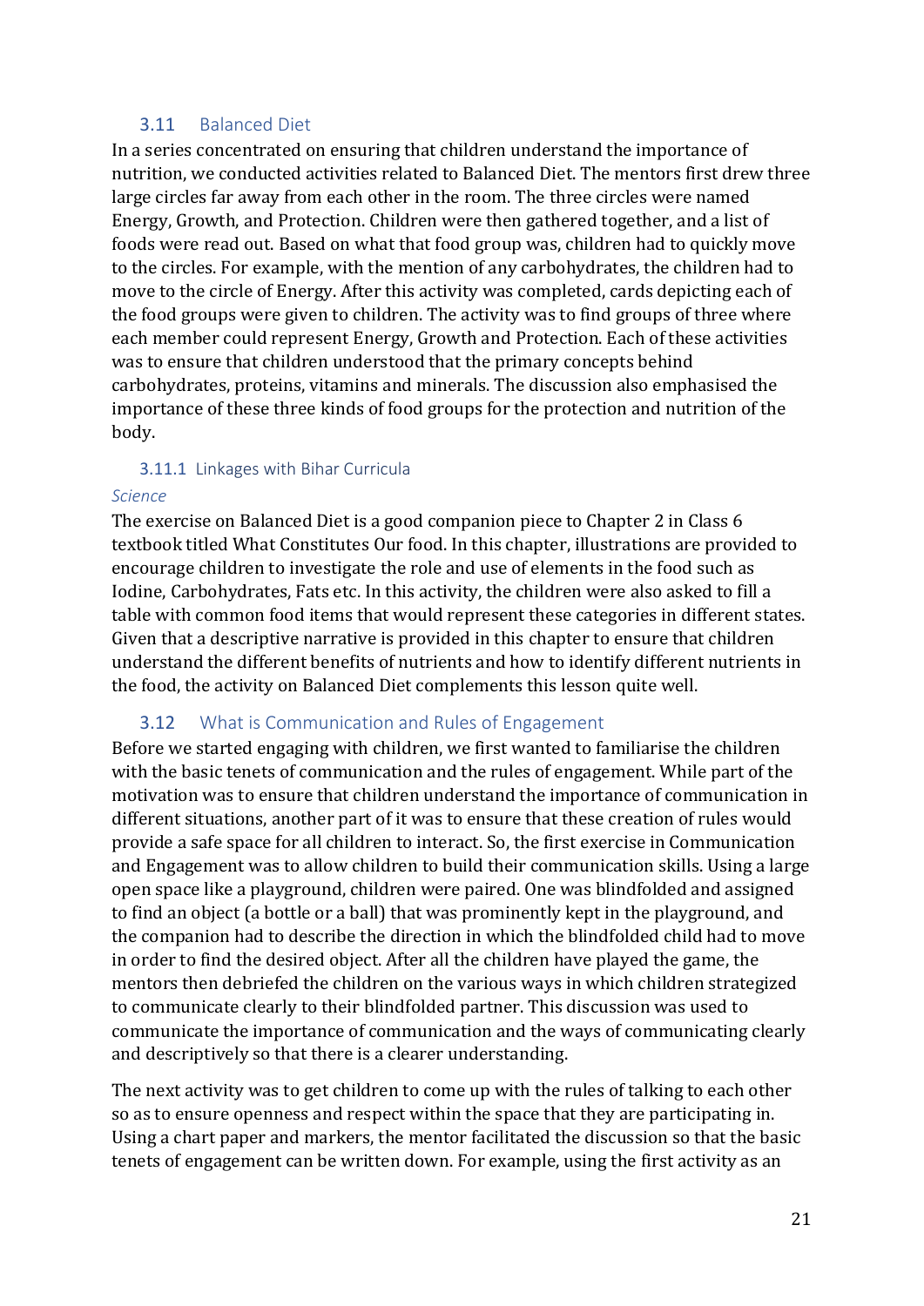## 3.11 Balanced Diet

In a series concentrated on ensuring that children understand the importance of nutrition, we conducted activities related to Balanced Diet. The mentors first drew three large circles far away from each other in the room. The three circles were named Energy, Growth, and Protection. Children were then gathered together, and a list of foods were read out. Based on what that food group was, children had to quickly move to the circles. For example, with the mention of any carbohydrates, the children had to move to the circle of Energy. After this activity was completed, cards depicting each of the food groups were given to children. The activity was to find groups of three where each member could represent Energy, Growth and Protection. Each of these activities was to ensure that children understood that the primary concepts behind carbohydrates, proteins, vitamins and minerals. The discussion also emphasised the importance of these three kinds of food groups for the protection and nutrition of the body.

### 3.11.1 Linkages with Bihar Curricula

*Science*

The exercise on Balanced Diet is a good companion piece to Chapter 2 in Class 6 textbook titled What Constitutes Our food. In this chapter, illustrations are provided to encourage children to investigate the role and use of elements in the food such as Iodine, Carbohydrates, Fats etc. In this activity, the children were also asked to fill a table with common food items that would represent these categories in different states. Given that a descriptive narrative is provided in this chapter to ensure that children understand the different benefits of nutrients and how to identify different nutrients in the food, the activity on Balanced Diet complements this lesson quite well.

## 3.12 What is Communication and Rules of Engagement

Before we started engaging with children, we first wanted to familiarise the children with the basic tenets of communication and the rules of engagement. While part of the motivation was to ensure that children understand the importance of communication in different situations, another part of it was to ensure that these creation of rules would provide a safe space for all children to interact. So, the first exercise in Communication and Engagement was to allow children to build their communication skills. Using a large open space like a playground, children were paired. One was blindfolded and assigned to find an object (a bottle or a ball) that was prominently kept in the playground, and the companion had to describe the direction in which the blindfolded child had to move in order to find the desired object. After all the children have played the game, the mentors then debriefed the children on the various ways in which children strategized to communicate clearly to their blindfolded partner. This discussion was used to communicate the importance of communication and the ways of communicating clearly and descriptively so that there is a clearer understanding.

The next activity was to get children to come up with the rules of talking to each other so as to ensure openness and respect within the space that they are participating in. Using a chart paper and markers, the mentor facilitated the discussion so that the basic tenets of engagement can be written down. For example, using the first activity as an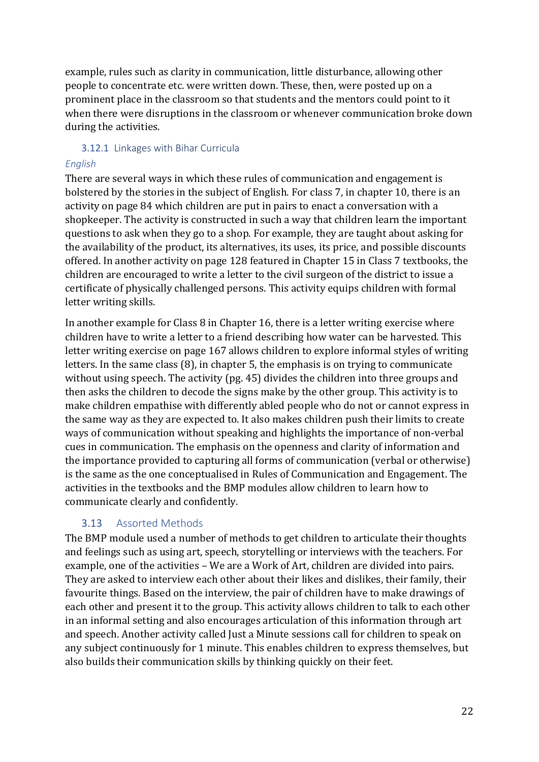example, rules such as clarity in communication, little disturbance, allowing other people to concentrate etc. were written down. These, then, were posted up on a prominent place in the classroom so that students and the mentors could point to it when there were disruptions in the classroom or whenever communication broke down during the activities.

### 3.12.1 Linkages with Bihar Curricula

*English*

There are several ways in which these rules of communication and engagement is bolstered by the stories in the subject of English. For class 7, in chapter 10, there is an activity on page 84 which children are put in pairs to enact a conversation with a shopkeeper. The activity is constructed in such a way that children learn the important questions to ask when they go to a shop. For example, they are taught about asking for the availability of the product, its alternatives, its uses, its price, and possible discounts offered. In another activity on page 128 featured in Chapter 15 in Class 7 textbooks, the children are encouraged to write a letter to the civil surgeon of the district to issue a certificate of physically challenged persons. This activity equips children with formal letter writing skills.

In another example for Class 8 in Chapter 16, there is a letter writing exercise where children have to write a letter to a friend describing how water can be harvested. This letter writing exercise on page 167 allows children to explore informal styles of writing letters. In the same class (8), in chapter 5, the emphasis is on trying to communicate without using speech. The activity (pg. 45) divides the children into three groups and then asks the children to decode the signs make by the other group. This activity is to make children empathise with differently abled people who do not or cannot express in the same way as they are expected to. It also makes children push their limits to create ways of communication without speaking and highlights the importance of non-verbal cues in communication. The emphasis on the openness and clarity of information and the importance provided to capturing all forms of communication (verbal or otherwise) is the same as the one conceptualised in Rules of Communication and Engagement. The activities in the textbooks and the BMP modules allow children to learn how to communicate clearly and confidently.

## 3.13 Assorted Methods

The BMP module used a number of methods to get children to articulate their thoughts and feelings such as using art, speech, storytelling or interviews with the teachers. For example, one of the activities – We are a Work of Art, children are divided into pairs. They are asked to interview each other about their likes and dislikes, their family, their favourite things. Based on the interview, the pair of children have to make drawings of each other and present it to the group. This activity allows children to talk to each other in an informal setting and also encourages articulation of this information through art and speech. Another activity called Just a Minute sessions call for children to speak on any subject continuously for 1 minute. This enables children to express themselves, but also builds their communication skills by thinking quickly on their feet.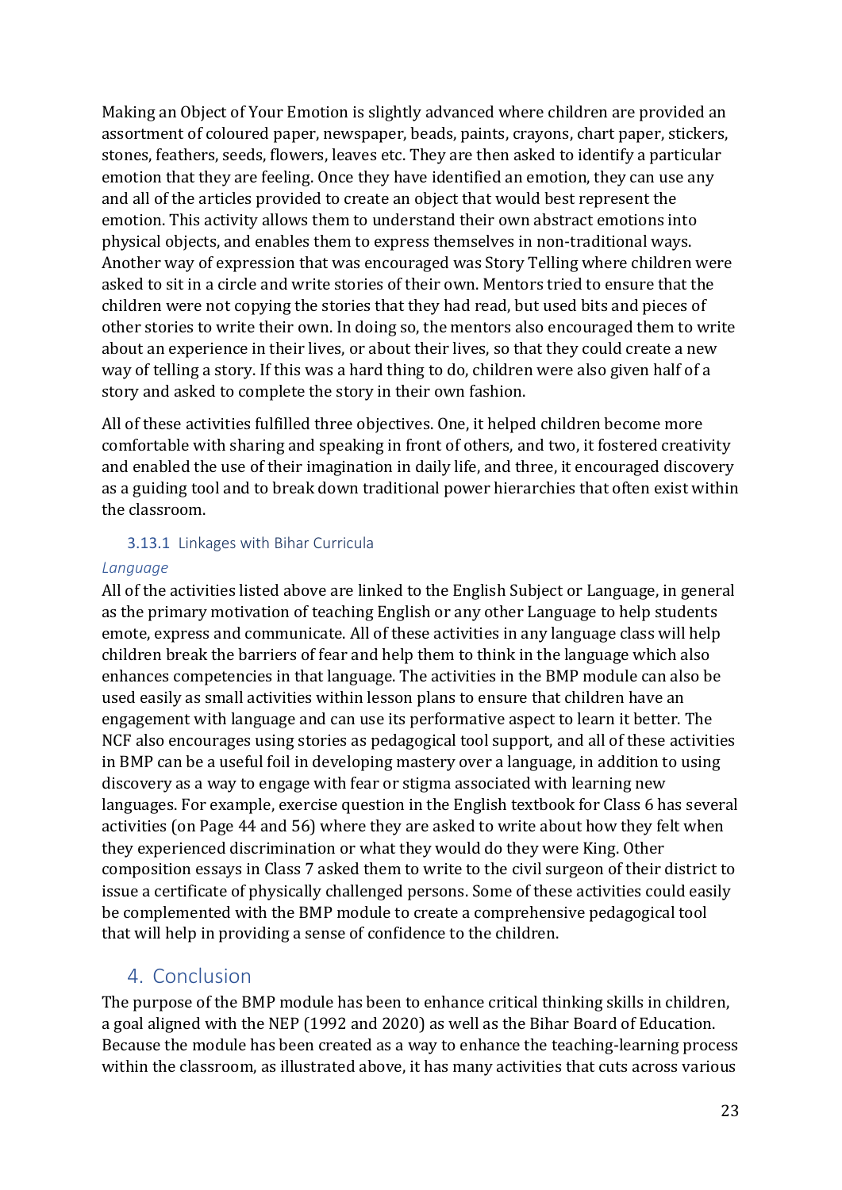Making an Object of Your Emotion is slightly advanced where children are provided an assortment of coloured paper, newspaper, beads, paints, crayons, chart paper, stickers, stones, feathers, seeds, flowers, leaves etc. They are then asked to identify a particular emotion that they are feeling. Once they have identified an emotion, they can use any and all of the articles provided to create an object that would best represent the emotion. This activity allows them to understand their own abstract emotions into physical objects, and enables them to express themselves in non-traditional ways. Another way of expression that was encouraged was Story Telling where children were asked to sit in a circle and write stories of their own. Mentors tried to ensure that the children were not copying the stories that they had read, but used bits and pieces of other stories to write their own. In doing so, the mentors also encouraged them to write about an experience in their lives, or about their lives, so that they could create a new way of telling a story. If this was a hard thing to do, children were also given half of a story and asked to complete the story in their own fashion.

All of these activities fulfilled three objectives. One, it helped children become more comfortable with sharing and speaking in front of others, and two, it fostered creativity and enabled the use of their imagination in daily life, and three, it encouraged discovery as a guiding tool and to break down traditional power hierarchies that often exist within the classroom.

### 3.13.1 Linkages with Bihar Curricula

*Language*

All of the activities listed above are linked to the English Subject or Language, in general as the primary motivation of teaching English or any other Language to help students emote, express and communicate. All of these activities in any language class will help children break the barriers of fear and help them to think in the language which also enhances competencies in that language. The activities in the BMP module can also be used easily as small activities within lesson plans to ensure that children have an engagement with language and can use its performative aspect to learn it better. The NCF also encourages using stories as pedagogical tool support, and all of these activities in BMP can be a useful foil in developing mastery over a language, in addition to using discovery as a way to engage with fear or stigma associated with learning new languages. For example, exercise question in the English textbook for Class 6 has several activities (on Page 44 and 56) where they are asked to write about how they felt when they experienced discrimination or what they would do they were King. Other composition essays in Class 7 asked them to write to the civil surgeon of their district to issue a certificate of physically challenged persons. Some of these activities could easily be complemented with the BMP module to create a comprehensive pedagogical tool that will help in providing a sense of confidence to the children.

## 4. Conclusion

The purpose of the BMP module has been to enhance critical thinking skills in children, a goal aligned with the NEP (1992 and 2020) as well as the Bihar Board of Education. Because the module has been created as a way to enhance the teaching-learning process within the classroom, as illustrated above, it has many activities that cuts across various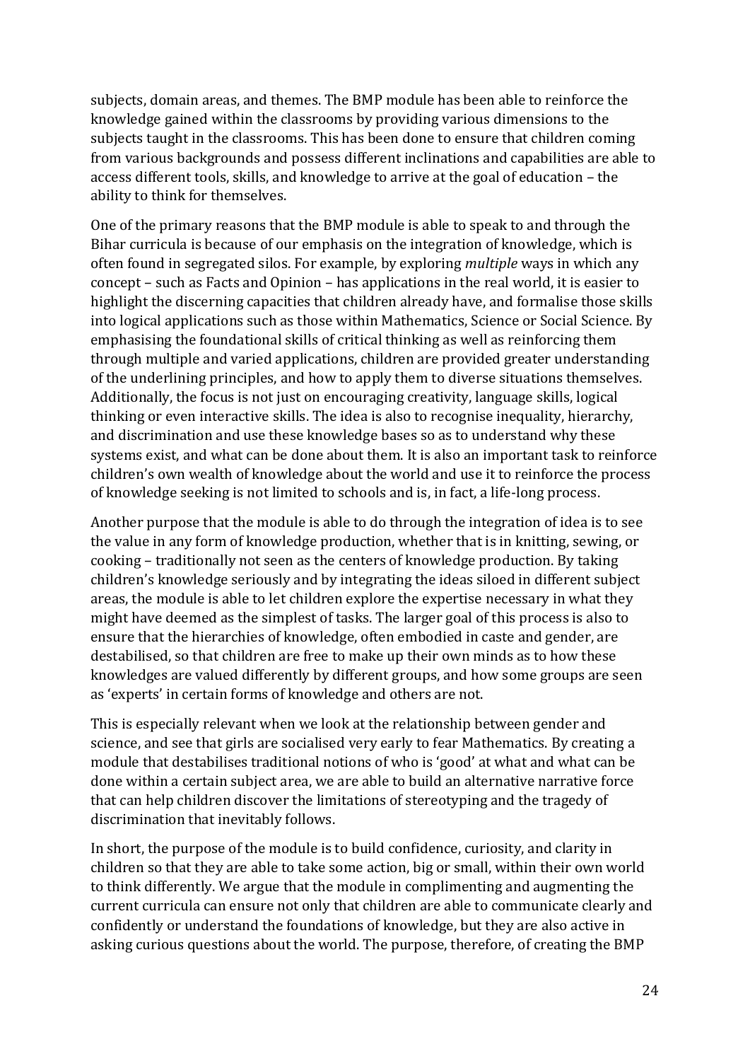subjects, domain areas, and themes. The BMP module has been able to reinforce the knowledge gained within the classrooms by providing various dimensions to the subjects taught in the classrooms. This has been done to ensure that children coming from various backgrounds and possess different inclinations and capabilities are able to access different tools, skills, and knowledge to arrive at the goal of education – the ability to think for themselves.

One of the primary reasons that the BMP module is able to speak to and through the Bihar curricula is because of our emphasis on the integration of knowledge, which is often found in segregated silos. For example, by exploring *multiple* ways in which any concept – such as Facts and Opinion – has applications in the real world, it is easier to highlight the discerning capacities that children already have, and formalise those skills into logical applications such as those within Mathematics, Science or Social Science. By emphasising the foundational skills of critical thinking as well as reinforcing them through multiple and varied applications, children are provided greater understanding of the underlining principles, and how to apply them to diverse situations themselves. Additionally, the focus is not just on encouraging creativity, language skills, logical thinking or even interactive skills. The idea is also to recognise inequality, hierarchy, and discrimination and use these knowledge bases so as to understand why these systems exist, and what can be done about them. It is also an important task to reinforce children's own wealth of knowledge about the world and use it to reinforce the process of knowledge seeking is not limited to schools and is, in fact, a life-long process.

Another purpose that the module is able to do through the integration of idea is to see the value in any form of knowledge production, whether that is in knitting, sewing, or cooking – traditionally not seen as the centers of knowledge production. By taking children's knowledge seriously and by integrating the ideas siloed in different subject areas, the module is able to let children explore the expertise necessary in what they might have deemed as the simplest of tasks. The larger goal of this process is also to ensure that the hierarchies of knowledge, often embodied in caste and gender, are destabilised, so that children are free to make up their own minds as to how these knowledges are valued differently by different groups, and how some groups are seen as 'experts' in certain forms of knowledge and others are not.

This is especially relevant when we look at the relationship between gender and science, and see that girls are socialised very early to fear Mathematics. By creating a module that destabilises traditional notions of who is 'good' at what and what can be done within a certain subject area, we are able to build an alternative narrative force that can help children discover the limitations of stereotyping and the tragedy of discrimination that inevitably follows.

In short, the purpose of the module is to build confidence, curiosity, and clarity in children so that they are able to take some action, big or small, within their own world to think differently. We argue that the module in complimenting and augmenting the current curricula can ensure not only that children are able to communicate clearly and confidently or understand the foundations of knowledge, but they are also active in asking curious questions about the world. The purpose, therefore, of creating the BMP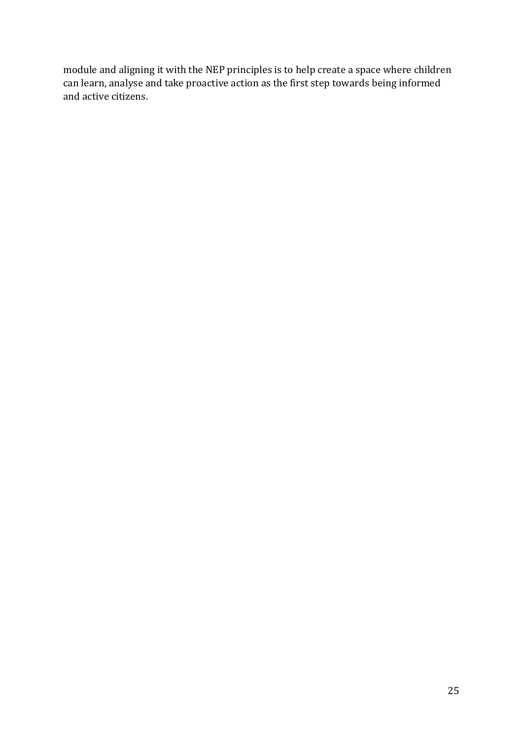module and aligning it with the NEP principles is to help create a space where children can learn, analyse and take proactive action as the first step towards being informed and active citizens.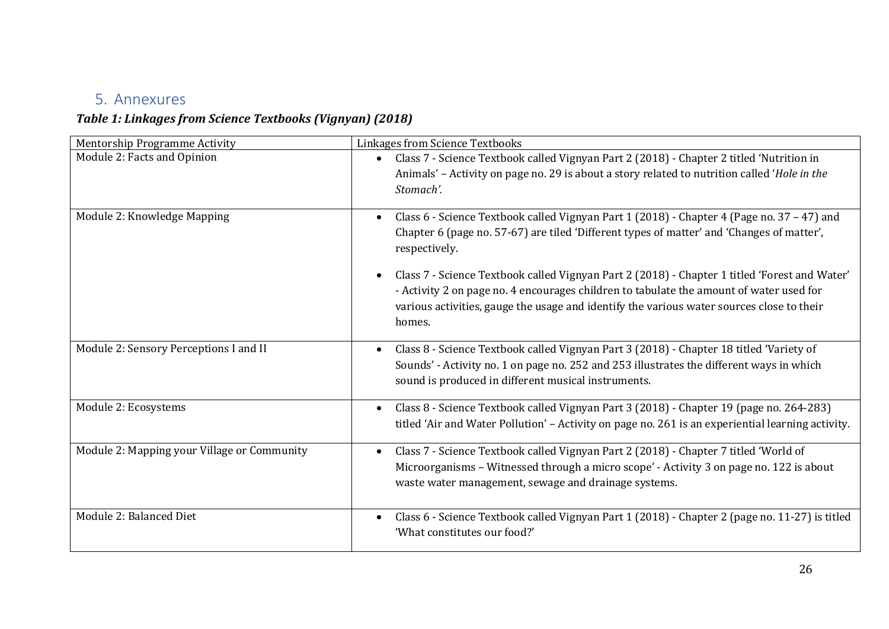## 5. Annexures

***Table 1: Linkages from Science Textbooks (Vignyan) (2018)***

| Mentorship Programme Activity | Linkages from Science Textbooks |
|---|---|
| Module 2: Facts and Opinion | • Class 7 - Science Textbook called Vignyan Part 2 (2018) - Chapter 2 titled 'Nutrition in Animals' – Activity on page no. 29 is about a story related to nutrition called '*Hole in the Stomach'.* |
| Module 2: Knowledge Mapping | • Class 6 - Science Textbook called Vignyan Part 1 (2018) - Chapter 4 (Page no. 37 – 47) and Chapter 6 (page no. 57-67) are tiled 'Different types of matter' and 'Changes of matter', respectively.<br><br>• Class 7 - Science Textbook called Vignyan Part 2 (2018) - Chapter 1 titled 'Forest and Water' - Activity 2 on page no. 4 encourages children to tabulate the amount of water used for various activities, gauge the usage and identify the various water sources close to their homes. |
| Module 2: Sensory Perceptions I and II | • Class 8 - Science Textbook called Vignyan Part 3 (2018) - Chapter 18 titled 'Variety of Sounds' - Activity no. 1 on page no. 252 and 253 illustrates the different ways in which sound is produced in different musical instruments. |
| Module 2: Ecosystems | • Class 8 - Science Textbook called Vignyan Part 3 (2018) - Chapter 19 (page no. 264-283) titled 'Air and Water Pollution' – Activity on page no. 261 is an experiential learning activity. |
| Module 2: Mapping your Village or Community | • Class 7 - Science Textbook called Vignyan Part 2 (2018) - Chapter 7 titled 'World of Microorganisms – Witnessed through a micro scope' - Activity 3 on page no. 122 is about waste water management, sewage and drainage systems. |
| Module 2: Balanced Diet | • Class 6 - Science Textbook called Vignyan Part 1 (2018) - Chapter 2 (page no. 11-27) is titled 'What constitutes our food?' |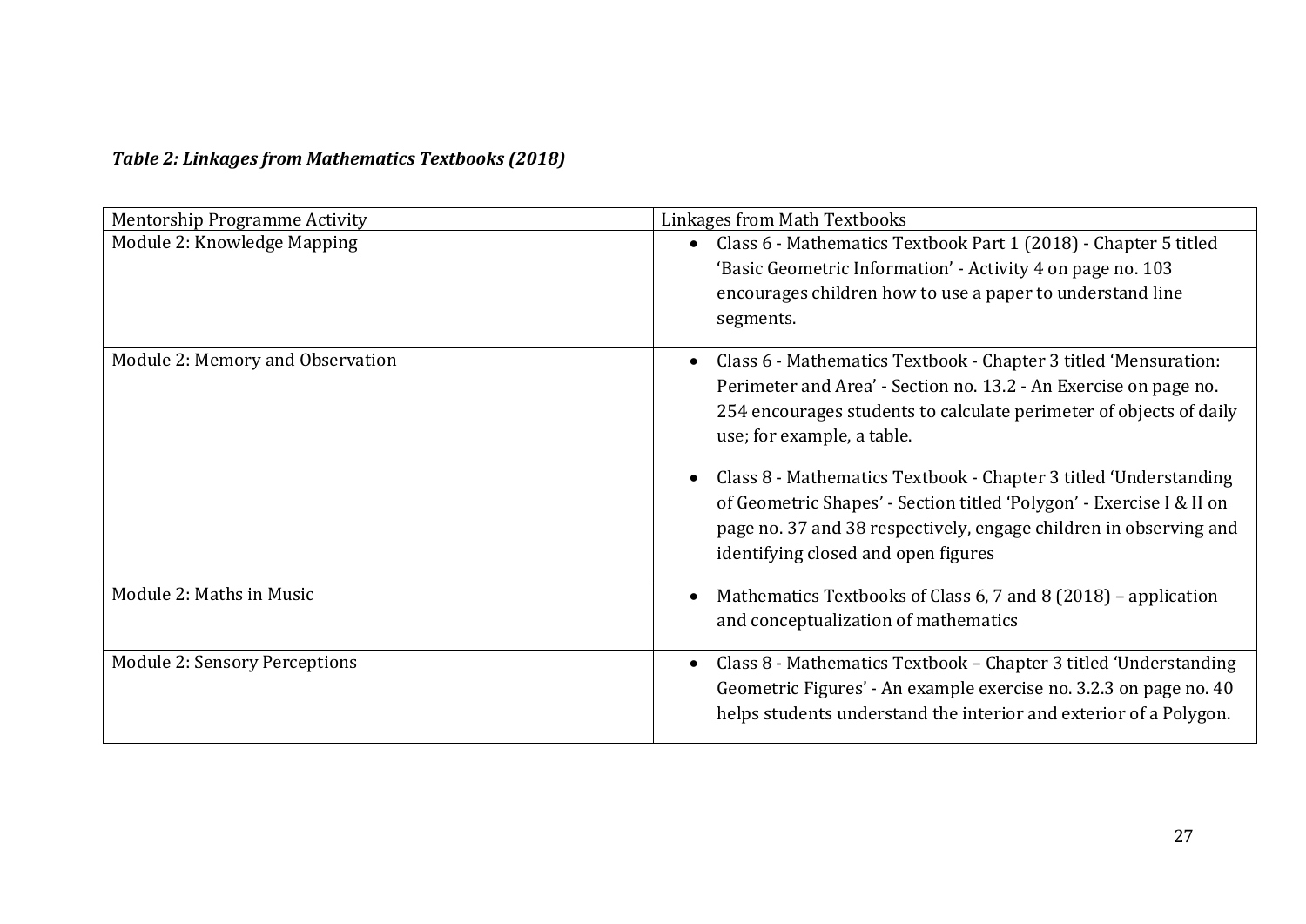***Table 2: Linkages from Mathematics Textbooks (2018)***

| Mentorship Programme Activity | Linkages from Math Textbooks |
| --- | --- |
| Module 2: Knowledge Mapping | • Class 6 - Mathematics Textbook Part 1 (2018) - Chapter 5 titled 'Basic Geometric Information' - Activity 4 on page no. 103 encourages children how to use a paper to understand line segments. |
| Module 2: Memory and Observation | • Class 6 - Mathematics Textbook - Chapter 3 titled 'Mensuration: Perimeter and Area' - Section no. 13.2 - An Exercise on page no. 254 encourages students to calculate perimeter of objects of daily use; for example, a table. <br> • Class 8 - Mathematics Textbook - Chapter 3 titled 'Understanding of Geometric Shapes' - Section titled 'Polygon' - Exercise I & II on page no. 37 and 38 respectively, engage children in observing and identifying closed and open figures |
| Module 2: Maths in Music | • Mathematics Textbooks of Class 6, 7 and 8 (2018) – application and conceptualization of mathematics |
| Module 2: Sensory Perceptions | • Class 8 - Mathematics Textbook – Chapter 3 titled 'Understanding Geometric Figures' - An example exercise no. 3.2.3 on page no. 40 helps students understand the interior and exterior of a Polygon. |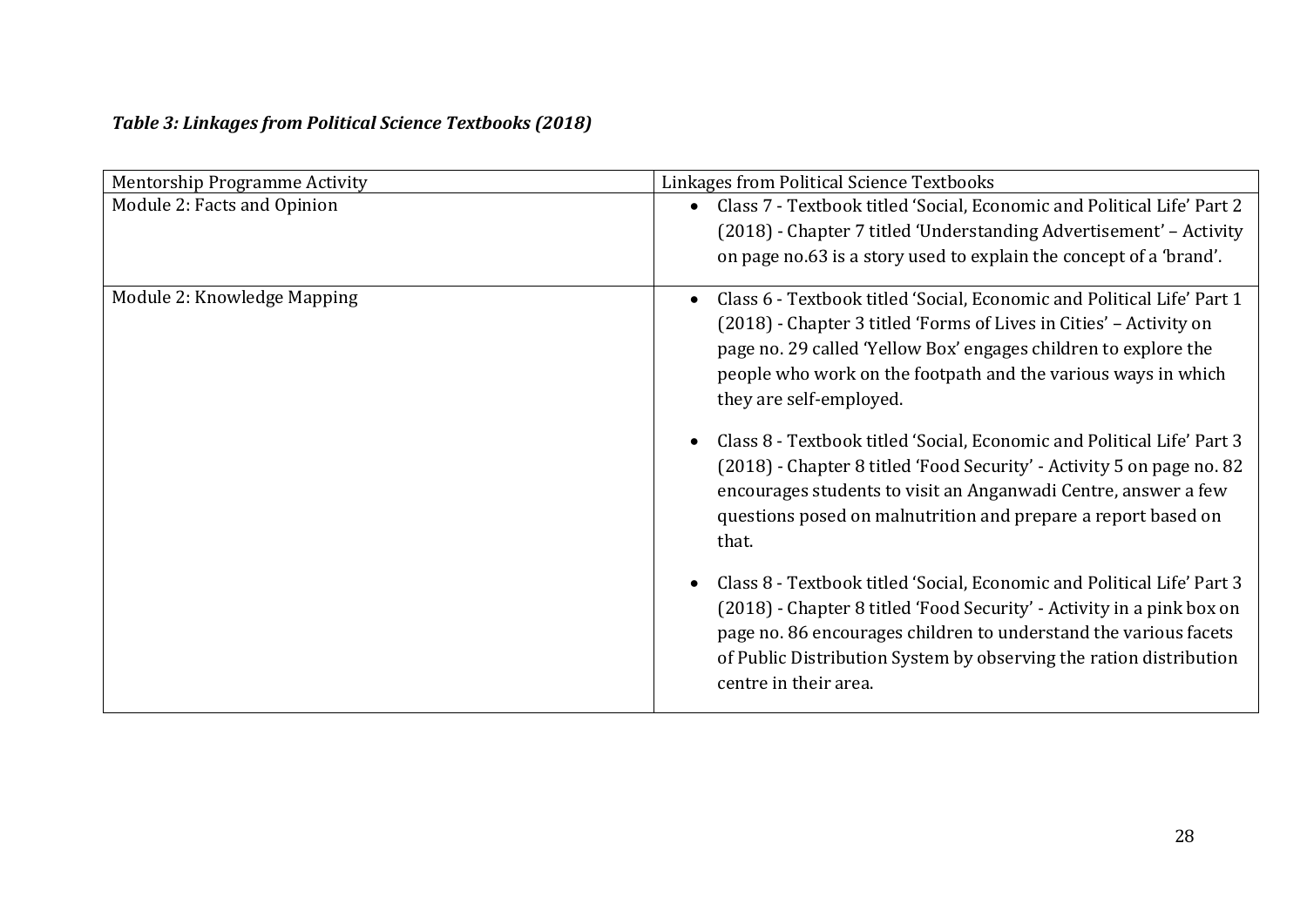***Table 3: Linkages from Political Science Textbooks (2018)***

| Mentorship Programme Activity | Linkages from Political Science Textbooks |
| --- | --- |
| Module 2: Facts and Opinion | • Class 7 - Textbook titled 'Social, Economic and Political Life' Part 2 (2018) - Chapter 7 titled 'Understanding Advertisement' – Activity on page no.63 is a story used to explain the concept of a 'brand'. |
| Module 2: Knowledge Mapping | • Class 6 - Textbook titled 'Social, Economic and Political Life' Part 1 (2018) - Chapter 3 titled 'Forms of Lives in Cities' – Activity on page no. 29 called 'Yellow Box' engages children to explore the people who work on the footpath and the various ways in which they are self-employed.<br><br>• Class 8 - Textbook titled 'Social, Economic and Political Life' Part 3 (2018) - Chapter 8 titled 'Food Security' - Activity 5 on page no. 82 encourages students to visit an Anganwadi Centre, answer a few questions posed on malnutrition and prepare a report based on that.<br><br>• Class 8 - Textbook titled 'Social, Economic and Political Life' Part 3 (2018) - Chapter 8 titled 'Food Security' - Activity in a pink box on page no. 86 encourages children to understand the various facets of Public Distribution System by observing the ration distribution centre in their area. |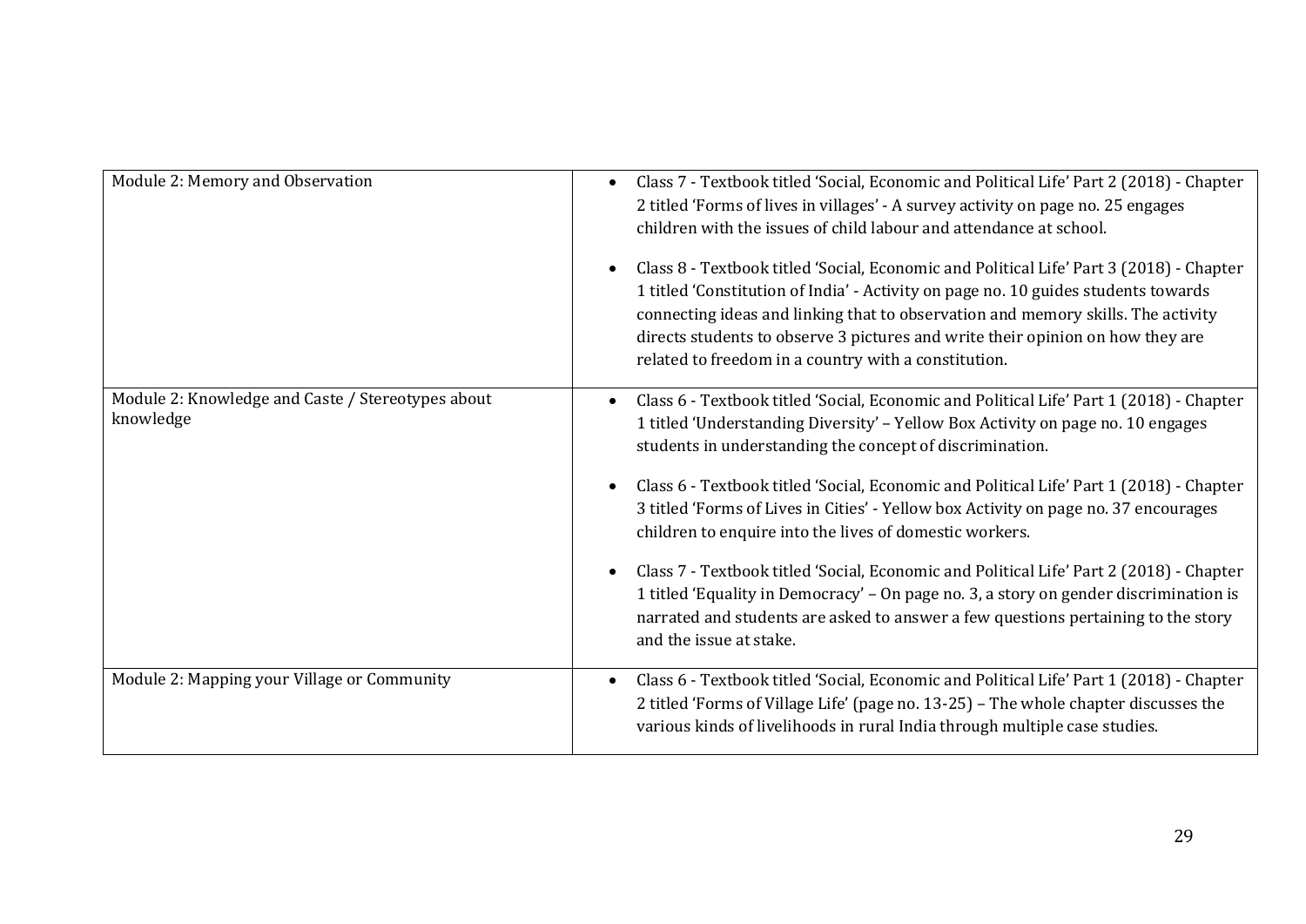| | |
|---|---|
| Module 2: Memory and Observation | • Class 7 - Textbook titled 'Social, Economic and Political Life' Part 2 (2018) - Chapter 2 titled 'Forms of lives in villages' - A survey activity on page no. 25 engages children with the issues of child labour and attendance at school.<br><br>• Class 8 - Textbook titled 'Social, Economic and Political Life' Part 3 (2018) - Chapter 1 titled 'Constitution of India' - Activity on page no. 10 guides students towards connecting ideas and linking that to observation and memory skills. The activity directs students to observe 3 pictures and write their opinion on how they are related to freedom in a country with a constitution. |
| Module 2: Knowledge and Caste / Stereotypes about knowledge | • Class 6 - Textbook titled 'Social, Economic and Political Life' Part 1 (2018) - Chapter 1 titled 'Understanding Diversity' – Yellow Box Activity on page no. 10 engages students in understanding the concept of discrimination.<br><br>• Class 6 - Textbook titled 'Social, Economic and Political Life' Part 1 (2018) - Chapter 3 titled 'Forms of Lives in Cities' - Yellow box Activity on page no. 37 encourages children to enquire into the lives of domestic workers.<br><br>• Class 7 - Textbook titled 'Social, Economic and Political Life' Part 2 (2018) - Chapter 1 titled 'Equality in Democracy' – On page no. 3, a story on gender discrimination is narrated and students are asked to answer a few questions pertaining to the story and the issue at stake. |
| Module 2: Mapping your Village or Community | • Class 6 - Textbook titled 'Social, Economic and Political Life' Part 1 (2018) - Chapter 2 titled 'Forms of Village Life' (page no. 13-25) – The whole chapter discusses the various kinds of livelihoods in rural India through multiple case studies. |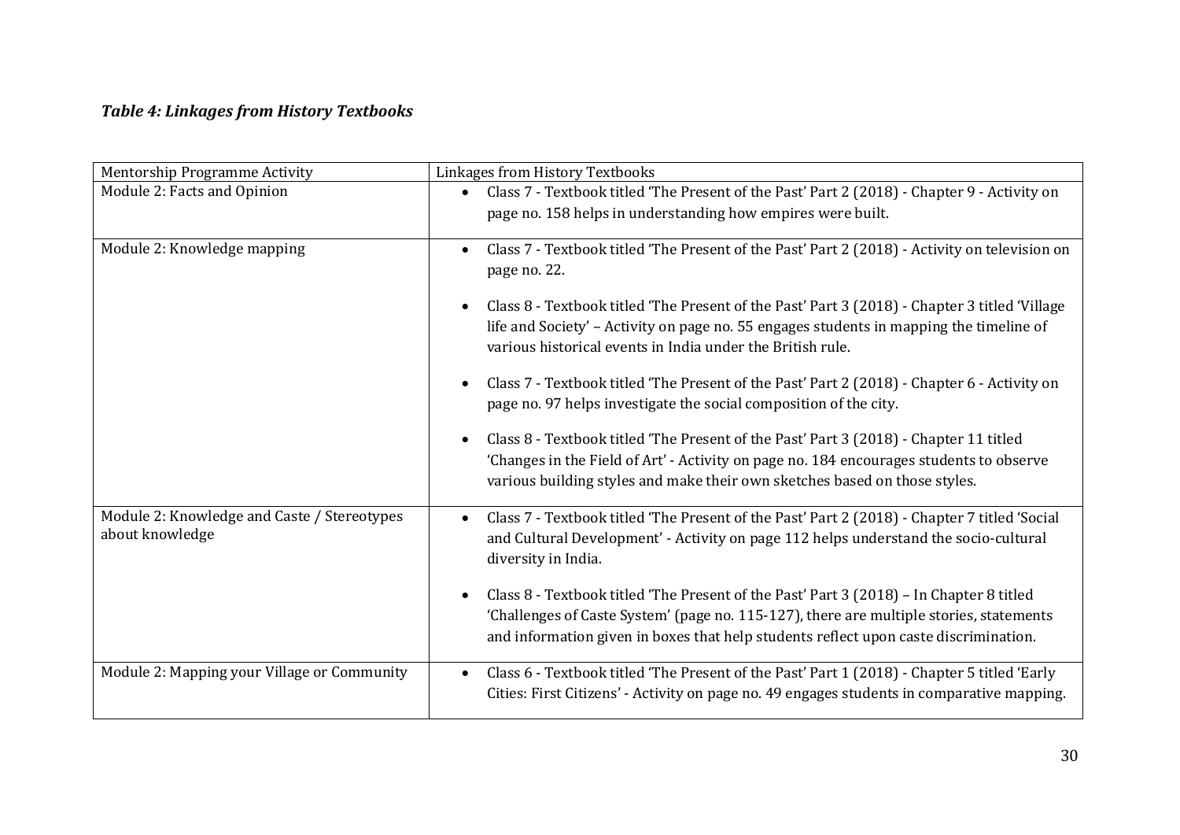***Table 4: Linkages from History Textbooks***

| Mentorship Programme Activity | Linkages from History Textbooks |
|---|---|
| Module 2: Facts and Opinion | • Class 7 - Textbook titled 'The Present of the Past' Part 2 (2018) - Chapter 9 - Activity on page no. 158 helps in understanding how empires were built. |
| Module 2: Knowledge mapping | • Class 7 - Textbook titled 'The Present of the Past' Part 2 (2018) - Activity on television on page no. 22.<br><br>• Class 8 - Textbook titled 'The Present of the Past' Part 3 (2018) - Chapter 3 titled 'Village life and Society' – Activity on page no. 55 engages students in mapping the timeline of various historical events in India under the British rule.<br><br>• Class 7 - Textbook titled 'The Present of the Past' Part 2 (2018) - Chapter 6 - Activity on page no. 97 helps investigate the social composition of the city.<br><br>• Class 8 - Textbook titled 'The Present of the Past' Part 3 (2018) - Chapter 11 titled 'Changes in the Field of Art' - Activity on page no. 184 encourages students to observe various building styles and make their own sketches based on those styles. |
| Module 2: Knowledge and Caste / Stereotypes about knowledge | • Class 7 - Textbook titled 'The Present of the Past' Part 2 (2018) - Chapter 7 titled 'Social and Cultural Development' - Activity on page 112 helps understand the socio-cultural diversity in India.<br><br>• Class 8 - Textbook titled 'The Present of the Past' Part 3 (2018) – In Chapter 8 titled 'Challenges of Caste System' (page no. 115-127), there are multiple stories, statements and information given in boxes that help students reflect upon caste discrimination. |
| Module 2: Mapping your Village or Community | • Class 6 - Textbook titled 'The Present of the Past' Part 1 (2018) - Chapter 5 titled 'Early Cities: First Citizens' - Activity on page no. 49 engages students in comparative mapping. |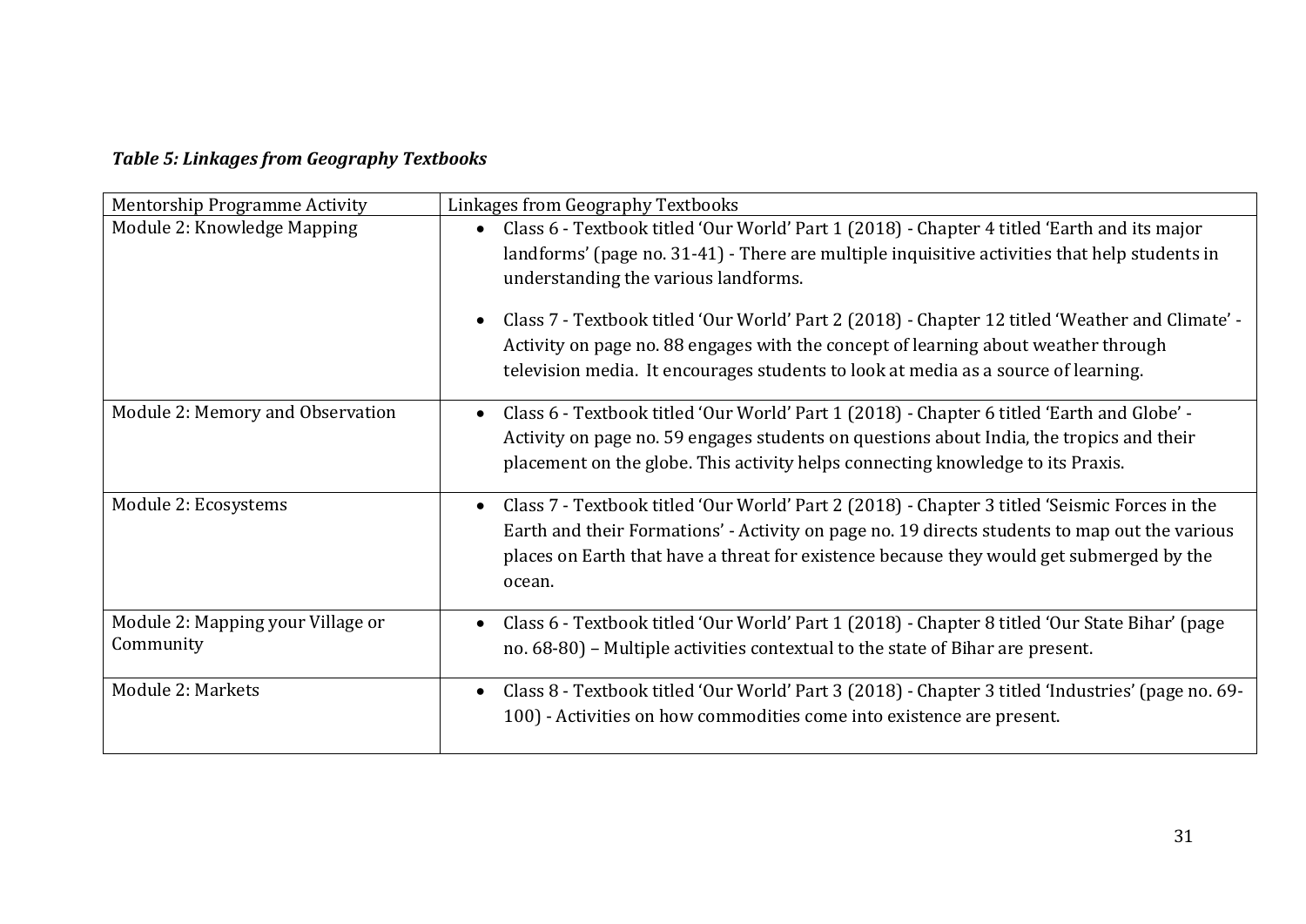***Table 5: Linkages from Geography Textbooks***

| Mentorship Programme Activity | Linkages from Geography Textbooks |
|---|---|
| Module 2: Knowledge Mapping | • Class 6 - Textbook titled 'Our World' Part 1 (2018) - Chapter 4 titled 'Earth and its major landforms' (page no. 31-41) - There are multiple inquisitive activities that help students in understanding the various landforms.<br><br>• Class 7 - Textbook titled 'Our World' Part 2 (2018) - Chapter 12 titled 'Weather and Climate' - Activity on page no. 88 engages with the concept of learning about weather through television media. It encourages students to look at media as a source of learning. |
| Module 2: Memory and Observation | • Class 6 - Textbook titled 'Our World' Part 1 (2018) - Chapter 6 titled 'Earth and Globe' - Activity on page no. 59 engages students on questions about India, the tropics and their placement on the globe. This activity helps connecting knowledge to its Praxis. |
| Module 2: Ecosystems | • Class 7 - Textbook titled 'Our World' Part 2 (2018) - Chapter 3 titled 'Seismic Forces in the Earth and their Formations' - Activity on page no. 19 directs students to map out the various places on Earth that have a threat for existence because they would get submerged by the ocean. |
| Module 2: Mapping your Village or Community | • Class 6 - Textbook titled 'Our World' Part 1 (2018) - Chapter 8 titled 'Our State Bihar' (page no. 68-80) – Multiple activities contextual to the state of Bihar are present. |
| Module 2: Markets | • Class 8 - Textbook titled 'Our World' Part 3 (2018) - Chapter 3 titled 'Industries' (page no. 69-100) - Activities on how commodities come into existence are present. |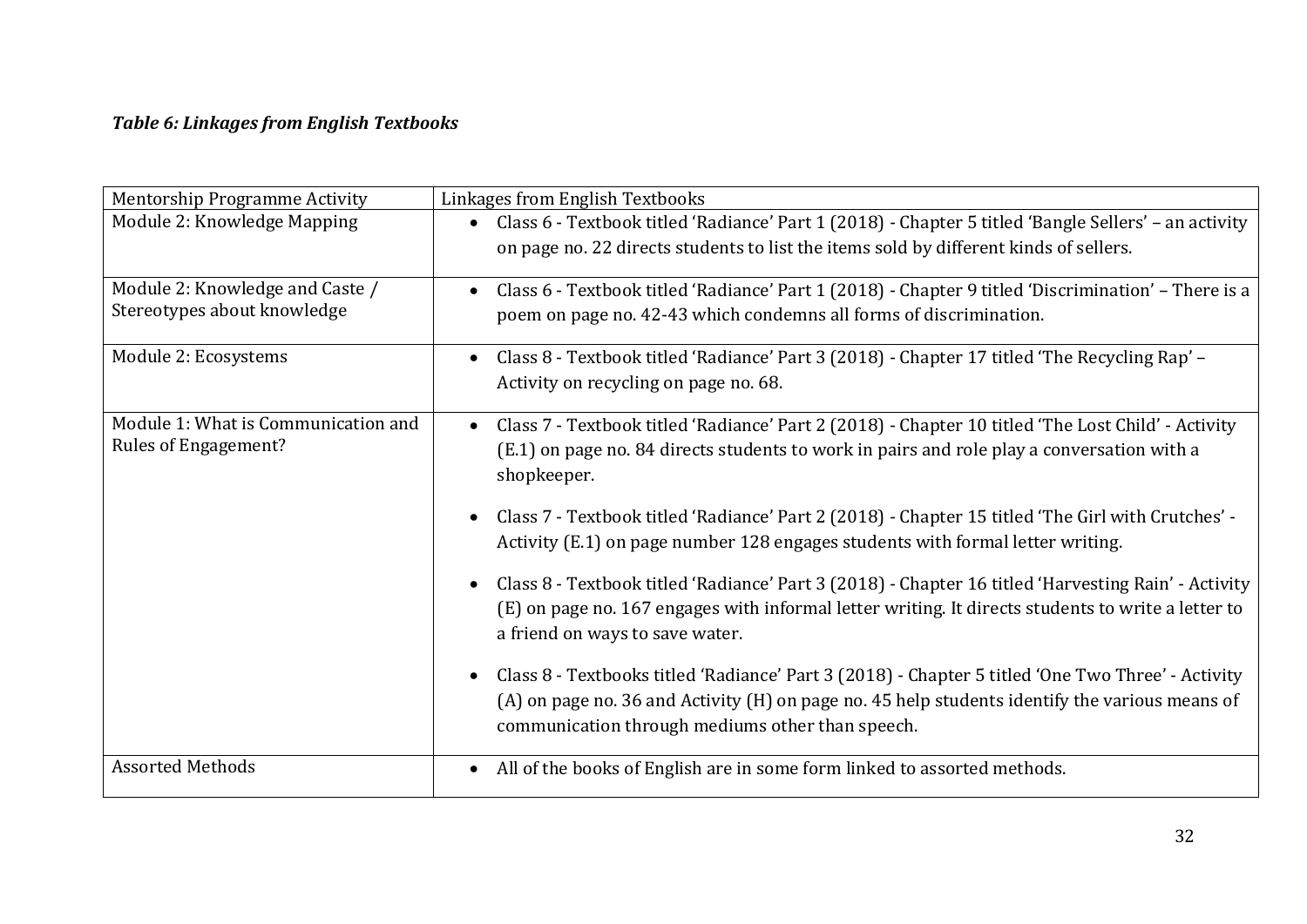***Table 6: Linkages from English Textbooks***

| Mentorship Programme Activity | Linkages from English Textbooks |
|---|---|
| Module 2: Knowledge Mapping | • Class 6 - Textbook titled 'Radiance' Part 1 (2018) - Chapter 5 titled 'Bangle Sellers' – an activity on page no. 22 directs students to list the items sold by different kinds of sellers. |
| Module 2: Knowledge and Caste / Stereotypes about knowledge | • Class 6 - Textbook titled 'Radiance' Part 1 (2018) - Chapter 9 titled 'Discrimination' – There is a poem on page no. 42-43 which condemns all forms of discrimination. |
| Module 2: Ecosystems | • Class 8 - Textbook titled 'Radiance' Part 3 (2018) - Chapter 17 titled 'The Recycling Rap' – Activity on recycling on page no. 68. |
| Module 1: What is Communication and Rules of Engagement? | • Class 7 - Textbook titled 'Radiance' Part 2 (2018) - Chapter 10 titled 'The Lost Child' - Activity (E.1) on page no. 84 directs students to work in pairs and role play a conversation with a shopkeeper.<br><br>• Class 7 - Textbook titled 'Radiance' Part 2 (2018) - Chapter 15 titled 'The Girl with Crutches' - Activity (E.1) on page number 128 engages students with formal letter writing.<br><br>• Class 8 - Textbook titled 'Radiance' Part 3 (2018) - Chapter 16 titled 'Harvesting Rain' - Activity (E) on page no. 167 engages with informal letter writing. It directs students to write a letter to a friend on ways to save water.<br><br>• Class 8 - Textbooks titled 'Radiance' Part 3 (2018) - Chapter 5 titled 'One Two Three' - Activity (A) on page no. 36 and Activity (H) on page no. 45 help students identify the various means of communication through mediums other than speech. |
| Assorted Methods | • All of the books of English are in some form linked to assorted methods. |